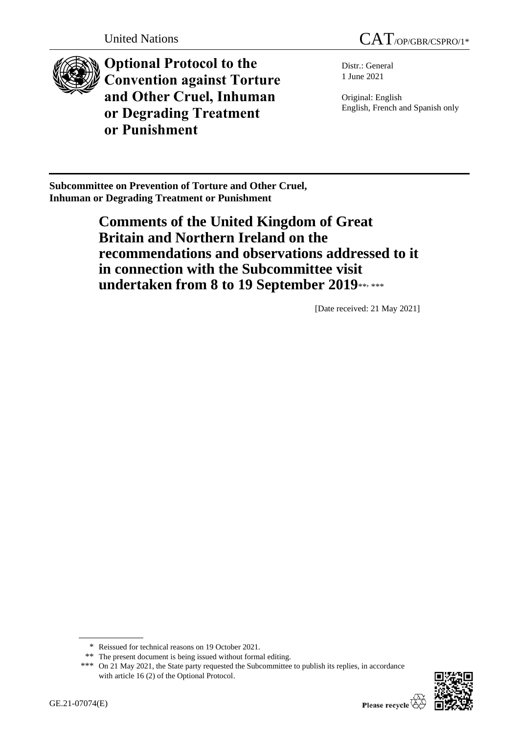United Nations CAT/OP/GBR/CSPRO/1*

# Optional Protocol to the Convention against Torture and Other Cruel, Inhuman or Degrading Treatment or Punishment

Distr.: General
1 June 2021

Original: English
English, French and Spanish only

**Subcommittee on Prevention of Torture and Other Cruel, Inhuman or Degrading Treatment or Punishment**

## Comments of the United Kingdom of Great Britain and Northern Ireland on the recommendations and observations addressed to it in connection with the Subcommittee visit undertaken from 8 to 19 September 2019**, ***

[Date received: 21 May 2021]

\* Reissued for technical reasons on 19 October 2021.

\*\* The present document is being issued without formal editing.

\*\*\* On 21 May 2021, the State party requested the Subcommittee to publish its replies, in accordance with article 16 (2) of the Optional Protocol.

GE.21-07074(E)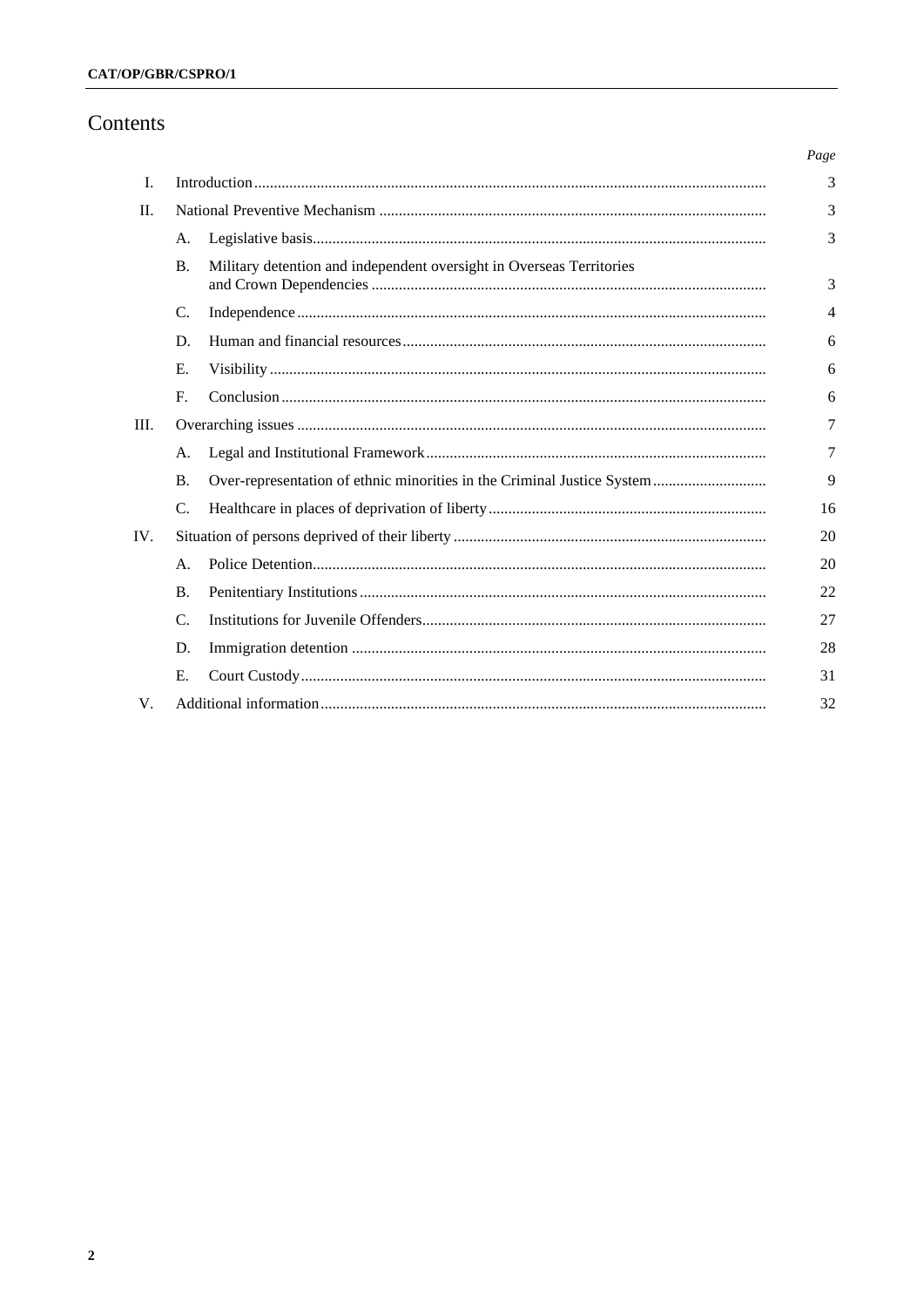# Contents

| | | | Page |
|---|---|---|---|
| I. | Introduction | | 3 |
| II. | National Preventive Mechanism | | 3 |
| | A. | Legislative basis | 3 |
| | B. | Military detention and independent oversight in Overseas Territories and Crown Dependencies | 3 |
| | C. | Independence | 4 |
| | D. | Human and financial resources | 6 |
| | E. | Visibility | 6 |
| | F. | Conclusion | 6 |
| III. | Overarching issues | | 7 |
| | A. | Legal and Institutional Framework | 7 |
| | B. | Over-representation of ethnic minorities in the Criminal Justice System | 9 |
| | C. | Healthcare in places of deprivation of liberty | 16 |
| IV. | Situation of persons deprived of their liberty | | 20 |
| | A. | Police Detention | 20 |
| | B. | Penitentiary Institutions | 22 |
| | C. | Institutions for Juvenile Offenders | 27 |
| | D. | Immigration detention | 28 |
| | E. | Court Custody | 31 |
| V. | Additional information | | 32 |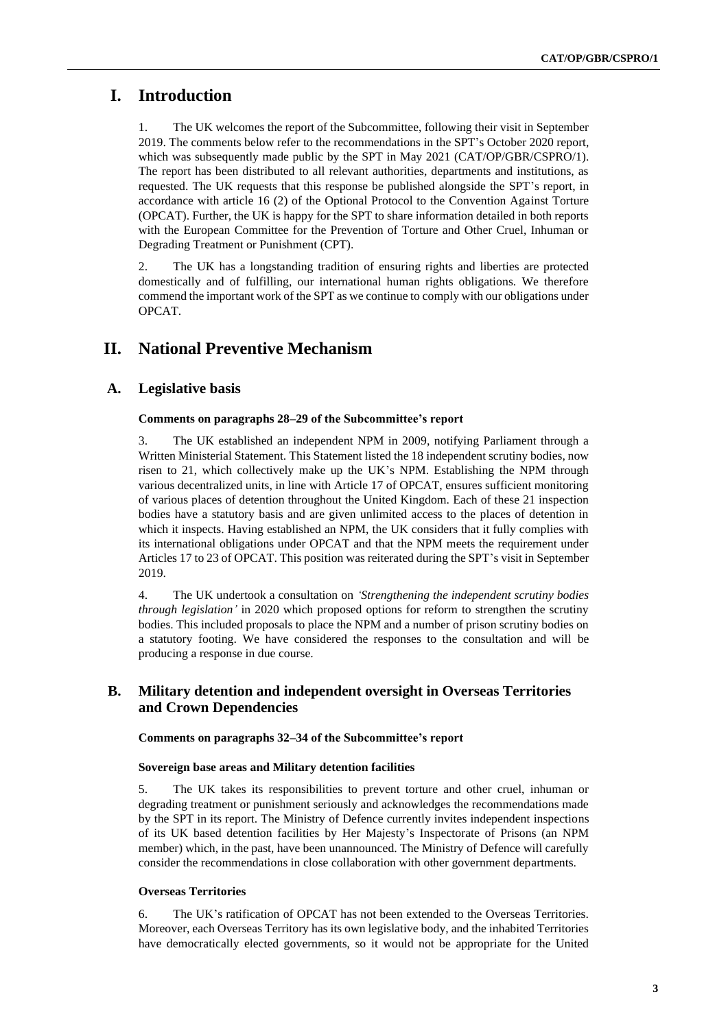# I. Introduction

1. The UK welcomes the report of the Subcommittee, following their visit in September 2019. The comments below refer to the recommendations in the SPT's October 2020 report, which was subsequently made public by the SPT in May 2021 (CAT/OP/GBR/CSPRO/1). The report has been distributed to all relevant authorities, departments and institutions, as requested. The UK requests that this response be published alongside the SPT's report, in accordance with article 16 (2) of the Optional Protocol to the Convention Against Torture (OPCAT). Further, the UK is happy for the SPT to share information detailed in both reports with the European Committee for the Prevention of Torture and Other Cruel, Inhuman or Degrading Treatment or Punishment (CPT).

2. The UK has a longstanding tradition of ensuring rights and liberties are protected domestically and of fulfilling, our international human rights obligations. We therefore commend the important work of the SPT as we continue to comply with our obligations under OPCAT.

# II. National Preventive Mechanism

## A. Legislative basis

**Comments on paragraphs 28–29 of the Subcommittee's report**

3. The UK established an independent NPM in 2009, notifying Parliament through a Written Ministerial Statement. This Statement listed the 18 independent scrutiny bodies, now risen to 21, which collectively make up the UK's NPM. Establishing the NPM through various decentralized units, in line with Article 17 of OPCAT, ensures sufficient monitoring of various places of detention throughout the United Kingdom. Each of these 21 inspection bodies have a statutory basis and are given unlimited access to the places of detention in which it inspects. Having established an NPM, the UK considers that it fully complies with its international obligations under OPCAT and that the NPM meets the requirement under Articles 17 to 23 of OPCAT. This position was reiterated during the SPT's visit in September 2019.

4. The UK undertook a consultation on *'Strengthening the independent scrutiny bodies through legislation'* in 2020 which proposed options for reform to strengthen the scrutiny bodies. This included proposals to place the NPM and a number of prison scrutiny bodies on a statutory footing. We have considered the responses to the consultation and will be producing a response in due course.

## B. Military detention and independent oversight in Overseas Territories and Crown Dependencies

**Comments on paragraphs 32–34 of the Subcommittee's report**

**Sovereign base areas and Military detention facilities**

5. The UK takes its responsibilities to prevent torture and other cruel, inhuman or degrading treatment or punishment seriously and acknowledges the recommendations made by the SPT in its report. The Ministry of Defence currently invites independent inspections of its UK based detention facilities by Her Majesty's Inspectorate of Prisons (an NPM member) which, in the past, have been unannounced. The Ministry of Defence will carefully consider the recommendations in close collaboration with other government departments.

**Overseas Territories**

6. The UK's ratification of OPCAT has not been extended to the Overseas Territories. Moreover, each Overseas Territory has its own legislative body, and the inhabited Territories have democratically elected governments, so it would not be appropriate for the United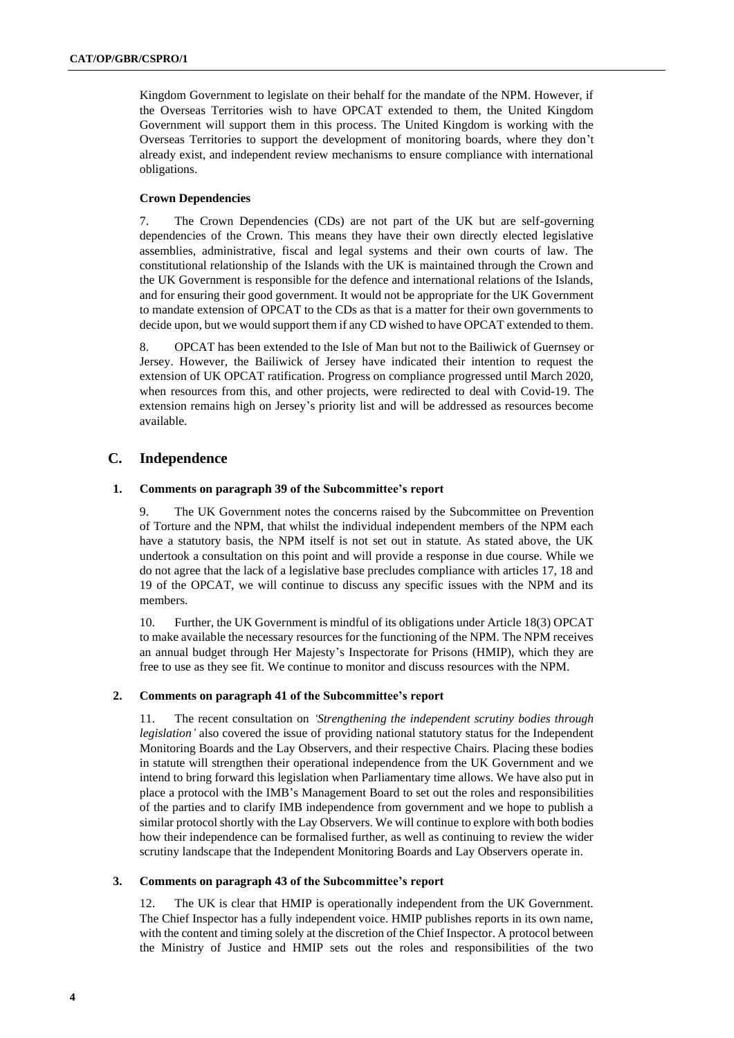Kingdom Government to legislate on their behalf for the mandate of the NPM. However, if the Overseas Territories wish to have OPCAT extended to them, the United Kingdom Government will support them in this process. The United Kingdom is working with the Overseas Territories to support the development of monitoring boards, where they don't already exist, and independent review mechanisms to ensure compliance with international obligations.

**Crown Dependencies**

7. The Crown Dependencies (CDs) are not part of the UK but are self-governing dependencies of the Crown. This means they have their own directly elected legislative assemblies, administrative, fiscal and legal systems and their own courts of law. The constitutional relationship of the Islands with the UK is maintained through the Crown and the UK Government is responsible for the defence and international relations of the Islands, and for ensuring their good government. It would not be appropriate for the UK Government to mandate extension of OPCAT to the CDs as that is a matter for their own governments to decide upon, but we would support them if any CD wished to have OPCAT extended to them.

8. OPCAT has been extended to the Isle of Man but not to the Bailiwick of Guernsey or Jersey. However, the Bailiwick of Jersey have indicated their intention to request the extension of UK OPCAT ratification. Progress on compliance progressed until March 2020, when resources from this, and other projects, were redirected to deal with Covid-19. The extension remains high on Jersey's priority list and will be addressed as resources become available.

## C. Independence

### 1. Comments on paragraph 39 of the Subcommittee's report

9. The UK Government notes the concerns raised by the Subcommittee on Prevention of Torture and the NPM, that whilst the individual independent members of the NPM each have a statutory basis, the NPM itself is not set out in statute. As stated above, the UK undertook a consultation on this point and will provide a response in due course. While we do not agree that the lack of a legislative base precludes compliance with articles 17, 18 and 19 of the OPCAT, we will continue to discuss any specific issues with the NPM and its members.

10. Further, the UK Government is mindful of its obligations under Article 18(3) OPCAT to make available the necessary resources for the functioning of the NPM. The NPM receives an annual budget through Her Majesty's Inspectorate for Prisons (HMIP), which they are free to use as they see fit. We continue to monitor and discuss resources with the NPM.

### 2. Comments on paragraph 41 of the Subcommittee's report

11. The recent consultation on *'Strengthening the independent scrutiny bodies through legislation'* also covered the issue of providing national statutory status for the Independent Monitoring Boards and the Lay Observers, and their respective Chairs. Placing these bodies in statute will strengthen their operational independence from the UK Government and we intend to bring forward this legislation when Parliamentary time allows. We have also put in place a protocol with the IMB's Management Board to set out the roles and responsibilities of the parties and to clarify IMB independence from government and we hope to publish a similar protocol shortly with the Lay Observers. We will continue to explore with both bodies how their independence can be formalised further, as well as continuing to review the wider scrutiny landscape that the Independent Monitoring Boards and Lay Observers operate in.

### 3. Comments on paragraph 43 of the Subcommittee's report

12. The UK is clear that HMIP is operationally independent from the UK Government. The Chief Inspector has a fully independent voice. HMIP publishes reports in its own name, with the content and timing solely at the discretion of the Chief Inspector. A protocol between the Ministry of Justice and HMIP sets out the roles and responsibilities of the two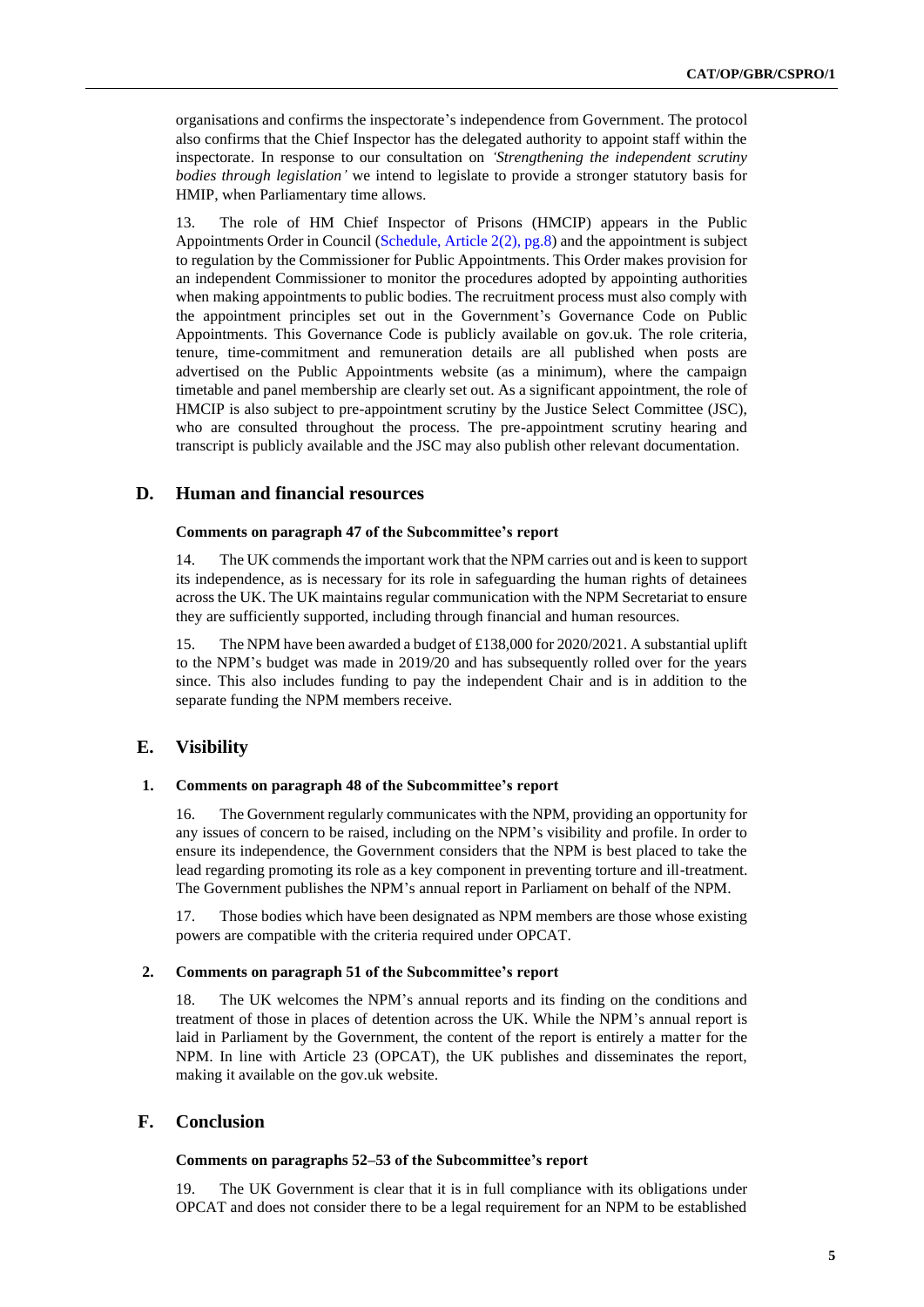organisations and confirms the inspectorate's independence from Government. The protocol also confirms that the Chief Inspector has the delegated authority to appoint staff within the inspectorate. In response to our consultation on *'Strengthening the independent scrutiny bodies through legislation'* we intend to legislate to provide a stronger statutory basis for HMIP, when Parliamentary time allows.

13. The role of HM Chief Inspector of Prisons (HMCIP) appears in the Public Appointments Order in Council (Schedule, Article 2(2), pg.8) and the appointment is subject to regulation by the Commissioner for Public Appointments. This Order makes provision for an independent Commissioner to monitor the procedures adopted by appointing authorities when making appointments to public bodies. The recruitment process must also comply with the appointment principles set out in the Government's Governance Code on Public Appointments. This Governance Code is publicly available on gov.uk. The role criteria, tenure, time-commitment and remuneration details are all published when posts are advertised on the Public Appointments website (as a minimum), where the campaign timetable and panel membership are clearly set out. As a significant appointment, the role of HMCIP is also subject to pre-appointment scrutiny by the Justice Select Committee (JSC), who are consulted throughout the process. The pre-appointment scrutiny hearing and transcript is publicly available and the JSC may also publish other relevant documentation.

## D. Human and financial resources

### Comments on paragraph 47 of the Subcommittee's report

14. The UK commends the important work that the NPM carries out and is keen to support its independence, as is necessary for its role in safeguarding the human rights of detainees across the UK. The UK maintains regular communication with the NPM Secretariat to ensure they are sufficiently supported, including through financial and human resources.

15. The NPM have been awarded a budget of £138,000 for 2020/2021. A substantial uplift to the NPM's budget was made in 2019/20 and has subsequently rolled over for the years since. This also includes funding to pay the independent Chair and is in addition to the separate funding the NPM members receive.

## E. Visibility

### 1. Comments on paragraph 48 of the Subcommittee's report

16. The Government regularly communicates with the NPM, providing an opportunity for any issues of concern to be raised, including on the NPM's visibility and profile. In order to ensure its independence, the Government considers that the NPM is best placed to take the lead regarding promoting its role as a key component in preventing torture and ill-treatment. The Government publishes the NPM's annual report in Parliament on behalf of the NPM.

17. Those bodies which have been designated as NPM members are those whose existing powers are compatible with the criteria required under OPCAT.

### 2. Comments on paragraph 51 of the Subcommittee's report

18. The UK welcomes the NPM's annual reports and its finding on the conditions and treatment of those in places of detention across the UK. While the NPM's annual report is laid in Parliament by the Government, the content of the report is entirely a matter for the NPM. In line with Article 23 (OPCAT), the UK publishes and disseminates the report, making it available on the gov.uk website.

## F. Conclusion

### Comments on paragraphs 52–53 of the Subcommittee's report

19. The UK Government is clear that it is in full compliance with its obligations under OPCAT and does not consider there to be a legal requirement for an NPM to be established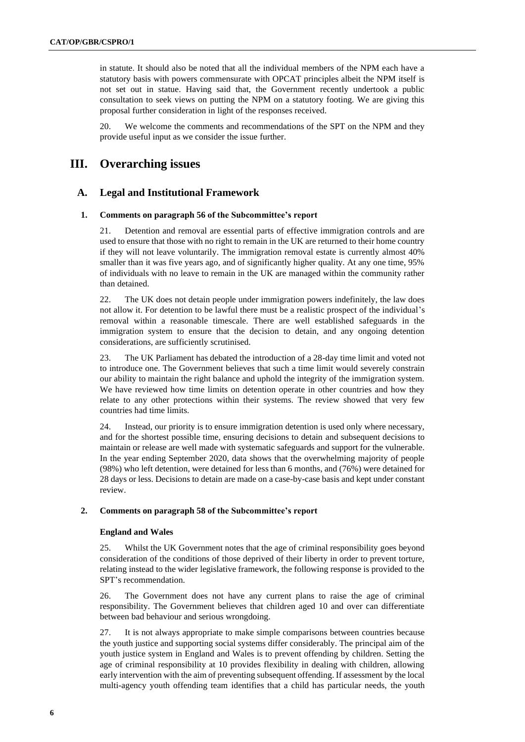in statute. It should also be noted that all the individual members of the NPM each have a statutory basis with powers commensurate with OPCAT principles albeit the NPM itself is not set out in statue. Having said that, the Government recently undertook a public consultation to seek views on putting the NPM on a statutory footing. We are giving this proposal further consideration in light of the responses received.

20. We welcome the comments and recommendations of the SPT on the NPM and they provide useful input as we consider the issue further.

# III. Overarching issues

## A. Legal and Institutional Framework

### 1. Comments on paragraph 56 of the Subcommittee's report

21. Detention and removal are essential parts of effective immigration controls and are used to ensure that those with no right to remain in the UK are returned to their home country if they will not leave voluntarily. The immigration removal estate is currently almost 40% smaller than it was five years ago, and of significantly higher quality. At any one time, 95% of individuals with no leave to remain in the UK are managed within the community rather than detained.

22. The UK does not detain people under immigration powers indefinitely, the law does not allow it. For detention to be lawful there must be a realistic prospect of the individual's removal within a reasonable timescale. There are well established safeguards in the immigration system to ensure that the decision to detain, and any ongoing detention considerations, are sufficiently scrutinised.

23. The UK Parliament has debated the introduction of a 28-day time limit and voted not to introduce one. The Government believes that such a time limit would severely constrain our ability to maintain the right balance and uphold the integrity of the immigration system. We have reviewed how time limits on detention operate in other countries and how they relate to any other protections within their systems. The review showed that very few countries had time limits.

24. Instead, our priority is to ensure immigration detention is used only where necessary, and for the shortest possible time, ensuring decisions to detain and subsequent decisions to maintain or release are well made with systematic safeguards and support for the vulnerable. In the year ending September 2020, data shows that the overwhelming majority of people (98%) who left detention, were detained for less than 6 months, and (76%) were detained for 28 days or less. Decisions to detain are made on a case-by-case basis and kept under constant review.

### 2. Comments on paragraph 58 of the Subcommittee's report

**England and Wales**

25. Whilst the UK Government notes that the age of criminal responsibility goes beyond consideration of the conditions of those deprived of their liberty in order to prevent torture, relating instead to the wider legislative framework, the following response is provided to the SPT's recommendation.

26. The Government does not have any current plans to raise the age of criminal responsibility. The Government believes that children aged 10 and over can differentiate between bad behaviour and serious wrongdoing.

27. It is not always appropriate to make simple comparisons between countries because the youth justice and supporting social systems differ considerably. The principal aim of the youth justice system in England and Wales is to prevent offending by children. Setting the age of criminal responsibility at 10 provides flexibility in dealing with children, allowing early intervention with the aim of preventing subsequent offending. If assessment by the local multi-agency youth offending team identifies that a child has particular needs, the youth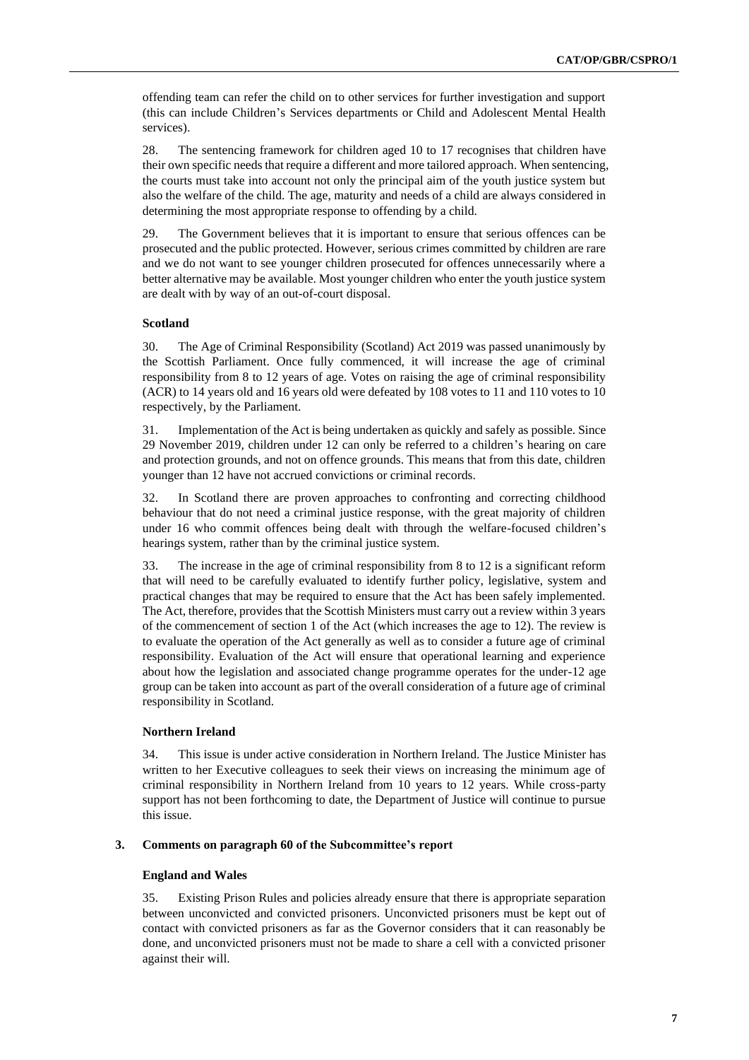offending team can refer the child on to other services for further investigation and support (this can include Children's Services departments or Child and Adolescent Mental Health services).

28. The sentencing framework for children aged 10 to 17 recognises that children have their own specific needs that require a different and more tailored approach. When sentencing, the courts must take into account not only the principal aim of the youth justice system but also the welfare of the child. The age, maturity and needs of a child are always considered in determining the most appropriate response to offending by a child.

29. The Government believes that it is important to ensure that serious offences can be prosecuted and the public protected. However, serious crimes committed by children are rare and we do not want to see younger children prosecuted for offences unnecessarily where a better alternative may be available. Most younger children who enter the youth justice system are dealt with by way of an out-of-court disposal.

#### Scotland

30. The Age of Criminal Responsibility (Scotland) Act 2019 was passed unanimously by the Scottish Parliament. Once fully commenced, it will increase the age of criminal responsibility from 8 to 12 years of age. Votes on raising the age of criminal responsibility (ACR) to 14 years old and 16 years old were defeated by 108 votes to 11 and 110 votes to 10 respectively, by the Parliament.

31. Implementation of the Act is being undertaken as quickly and safely as possible. Since 29 November 2019, children under 12 can only be referred to a children's hearing on care and protection grounds, and not on offence grounds. This means that from this date, children younger than 12 have not accrued convictions or criminal records.

32. In Scotland there are proven approaches to confronting and correcting childhood behaviour that do not need a criminal justice response, with the great majority of children under 16 who commit offences being dealt with through the welfare-focused children's hearings system, rather than by the criminal justice system.

33. The increase in the age of criminal responsibility from 8 to 12 is a significant reform that will need to be carefully evaluated to identify further policy, legislative, system and practical changes that may be required to ensure that the Act has been safely implemented. The Act, therefore, provides that the Scottish Ministers must carry out a review within 3 years of the commencement of section 1 of the Act (which increases the age to 12). The review is to evaluate the operation of the Act generally as well as to consider a future age of criminal responsibility. Evaluation of the Act will ensure that operational learning and experience about how the legislation and associated change programme operates for the under-12 age group can be taken into account as part of the overall consideration of a future age of criminal responsibility in Scotland.

#### Northern Ireland

34. This issue is under active consideration in Northern Ireland. The Justice Minister has written to her Executive colleagues to seek their views on increasing the minimum age of criminal responsibility in Northern Ireland from 10 years to 12 years. While cross-party support has not been forthcoming to date, the Department of Justice will continue to pursue this issue.

### 3. Comments on paragraph 60 of the Subcommittee's report

#### England and Wales

35. Existing Prison Rules and policies already ensure that there is appropriate separation between unconvicted and convicted prisoners. Unconvicted prisoners must be kept out of contact with convicted prisoners as far as the Governor considers that it can reasonably be done, and unconvicted prisoners must not be made to share a cell with a convicted prisoner against their will.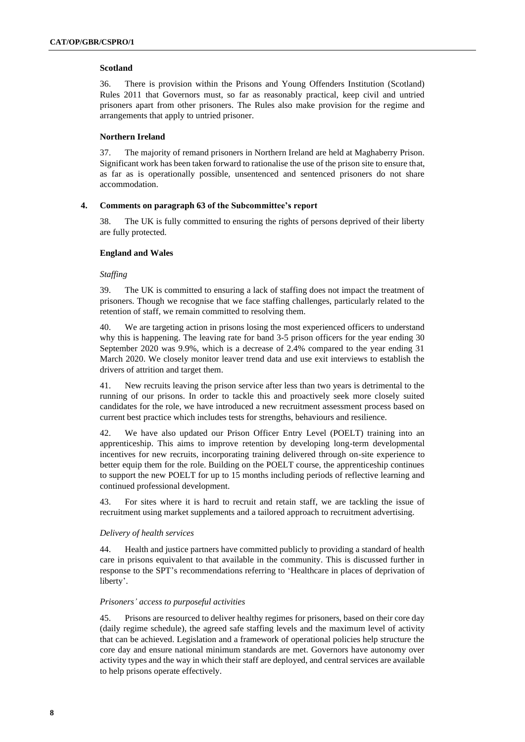**Scotland**

36. There is provision within the Prisons and Young Offenders Institution (Scotland) Rules 2011 that Governors must, so far as reasonably practical, keep civil and untried prisoners apart from other prisoners. The Rules also make provision for the regime and arrangements that apply to untried prisoner.

**Northern Ireland**

37. The majority of remand prisoners in Northern Ireland are held at Maghaberry Prison. Significant work has been taken forward to rationalise the use of the prison site to ensure that, as far as is operationally possible, unsentenced and sentenced prisoners do not share accommodation.

## 4. Comments on paragraph 63 of the Subcommittee's report

38. The UK is fully committed to ensuring the rights of persons deprived of their liberty are fully protected.

**England and Wales**

*Staffing*

39. The UK is committed to ensuring a lack of staffing does not impact the treatment of prisoners. Though we recognise that we face staffing challenges, particularly related to the retention of staff, we remain committed to resolving them.

40. We are targeting action in prisons losing the most experienced officers to understand why this is happening. The leaving rate for band 3-5 prison officers for the year ending 30 September 2020 was 9.9%, which is a decrease of 2.4% compared to the year ending 31 March 2020. We closely monitor leaver trend data and use exit interviews to establish the drivers of attrition and target them.

41. New recruits leaving the prison service after less than two years is detrimental to the running of our prisons. In order to tackle this and proactively seek more closely suited candidates for the role, we have introduced a new recruitment assessment process based on current best practice which includes tests for strengths, behaviours and resilience.

42. We have also updated our Prison Officer Entry Level (POELT) training into an apprenticeship. This aims to improve retention by developing long-term developmental incentives for new recruits, incorporating training delivered through on-site experience to better equip them for the role. Building on the POELT course, the apprenticeship continues to support the new POELT for up to 15 months including periods of reflective learning and continued professional development.

43. For sites where it is hard to recruit and retain staff, we are tackling the issue of recruitment using market supplements and a tailored approach to recruitment advertising.

*Delivery of health services*

44. Health and justice partners have committed publicly to providing a standard of health care in prisons equivalent to that available in the community. This is discussed further in response to the SPT's recommendations referring to 'Healthcare in places of deprivation of liberty'.

*Prisoners' access to purposeful activities*

45. Prisons are resourced to deliver healthy regimes for prisoners, based on their core day (daily regime schedule), the agreed safe staffing levels and the maximum level of activity that can be achieved. Legislation and a framework of operational policies help structure the core day and ensure national minimum standards are met. Governors have autonomy over activity types and the way in which their staff are deployed, and central services are available to help prisons operate effectively.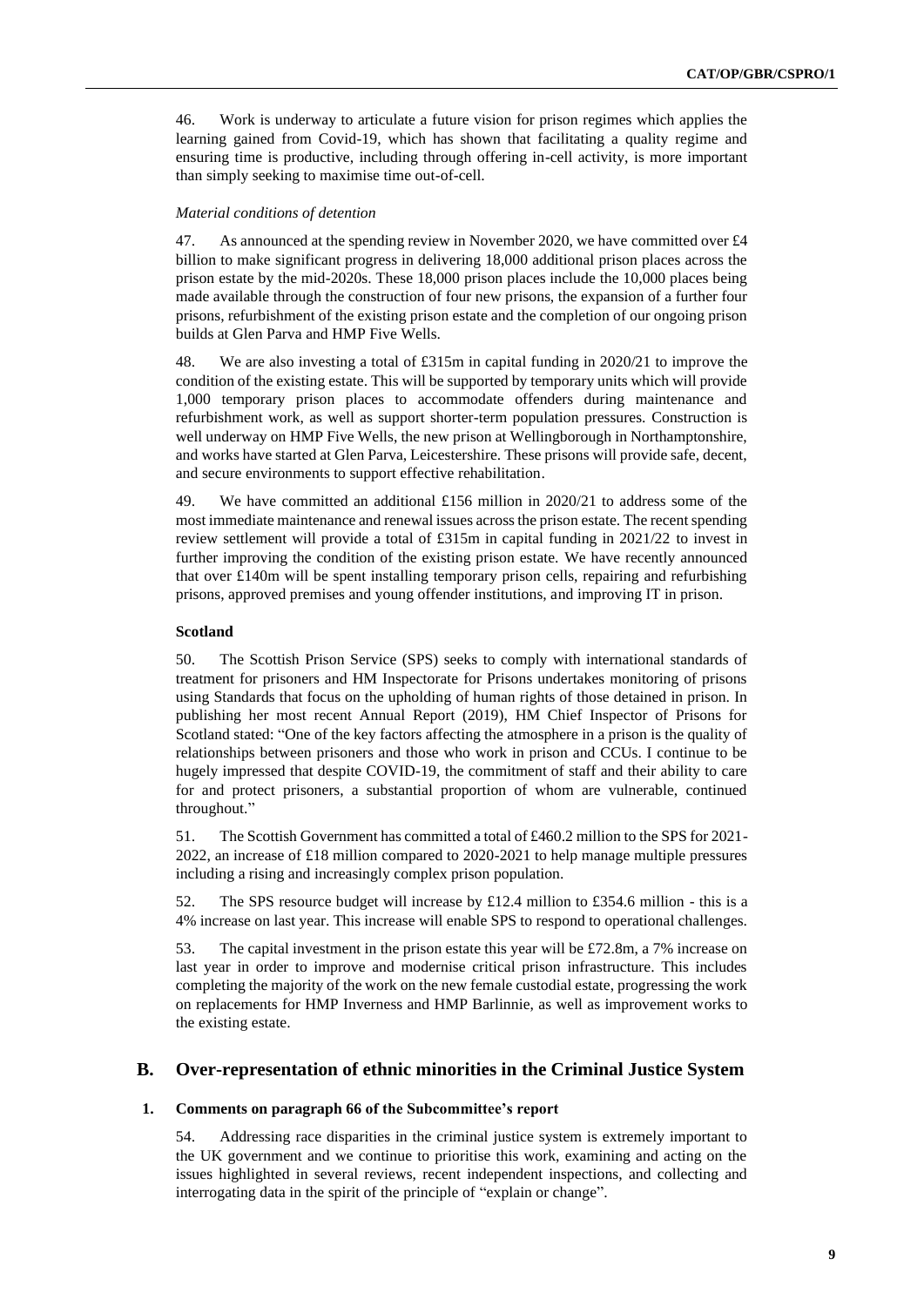46. Work is underway to articulate a future vision for prison regimes which applies the learning gained from Covid-19, which has shown that facilitating a quality regime and ensuring time is productive, including through offering in-cell activity, is more important than simply seeking to maximise time out-of-cell.

*Material conditions of detention*

47. As announced at the spending review in November 2020, we have committed over £4 billion to make significant progress in delivering 18,000 additional prison places across the prison estate by the mid-2020s. These 18,000 prison places include the 10,000 places being made available through the construction of four new prisons, the expansion of a further four prisons, refurbishment of the existing prison estate and the completion of our ongoing prison builds at Glen Parva and HMP Five Wells.

48. We are also investing a total of £315m in capital funding in 2020/21 to improve the condition of the existing estate. This will be supported by temporary units which will provide 1,000 temporary prison places to accommodate offenders during maintenance and refurbishment work, as well as support shorter-term population pressures. Construction is well underway on HMP Five Wells, the new prison at Wellingborough in Northamptonshire, and works have started at Glen Parva, Leicestershire. These prisons will provide safe, decent, and secure environments to support effective rehabilitation.

49. We have committed an additional £156 million in 2020/21 to address some of the most immediate maintenance and renewal issues across the prison estate. The recent spending review settlement will provide a total of £315m in capital funding in 2021/22 to invest in further improving the condition of the existing prison estate. We have recently announced that over £140m will be spent installing temporary prison cells, repairing and refurbishing prisons, approved premises and young offender institutions, and improving IT in prison.

**Scotland**

50. The Scottish Prison Service (SPS) seeks to comply with international standards of treatment for prisoners and HM Inspectorate for Prisons undertakes monitoring of prisons using Standards that focus on the upholding of human rights of those detained in prison. In publishing her most recent Annual Report (2019), HM Chief Inspector of Prisons for Scotland stated: "One of the key factors affecting the atmosphere in a prison is the quality of relationships between prisoners and those who work in prison and CCUs. I continue to be hugely impressed that despite COVID-19, the commitment of staff and their ability to care for and protect prisoners, a substantial proportion of whom are vulnerable, continued throughout."

51. The Scottish Government has committed a total of £460.2 million to the SPS for 2021-2022, an increase of £18 million compared to 2020-2021 to help manage multiple pressures including a rising and increasingly complex prison population.

52. The SPS resource budget will increase by £12.4 million to £354.6 million - this is a 4% increase on last year. This increase will enable SPS to respond to operational challenges.

53. The capital investment in the prison estate this year will be £72.8m, a 7% increase on last year in order to improve and modernise critical prison infrastructure. This includes completing the majority of the work on the new female custodial estate, progressing the work on replacements for HMP Inverness and HMP Barlinnie, as well as improvement works to the existing estate.

## B. Over-representation of ethnic minorities in the Criminal Justice System

### 1. Comments on paragraph 66 of the Subcommittee's report

54. Addressing race disparities in the criminal justice system is extremely important to the UK government and we continue to prioritise this work, examining and acting on the issues highlighted in several reviews, recent independent inspections, and collecting and interrogating data in the spirit of the principle of "explain or change".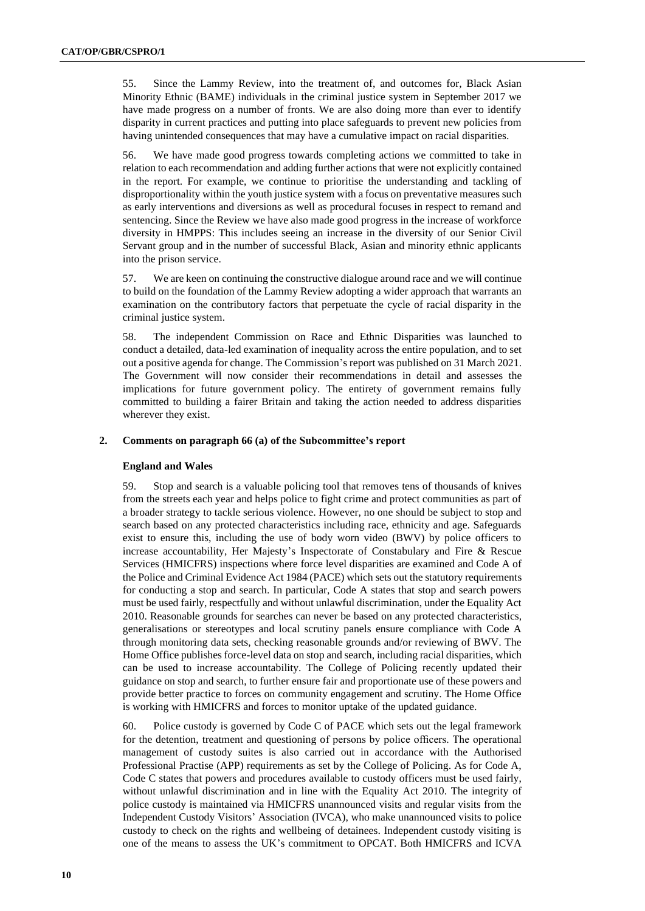55. Since the Lammy Review, into the treatment of, and outcomes for, Black Asian Minority Ethnic (BAME) individuals in the criminal justice system in September 2017 we have made progress on a number of fronts. We are also doing more than ever to identify disparity in current practices and putting into place safeguards to prevent new policies from having unintended consequences that may have a cumulative impact on racial disparities.

56. We have made good progress towards completing actions we committed to take in relation to each recommendation and adding further actions that were not explicitly contained in the report. For example, we continue to prioritise the understanding and tackling of disproportionality within the youth justice system with a focus on preventative measures such as early interventions and diversions as well as procedural focuses in respect to remand and sentencing. Since the Review we have also made good progress in the increase of workforce diversity in HMPPS: This includes seeing an increase in the diversity of our Senior Civil Servant group and in the number of successful Black, Asian and minority ethnic applicants into the prison service.

57. We are keen on continuing the constructive dialogue around race and we will continue to build on the foundation of the Lammy Review adopting a wider approach that warrants an examination on the contributory factors that perpetuate the cycle of racial disparity in the criminal justice system.

58. The independent Commission on Race and Ethnic Disparities was launched to conduct a detailed, data-led examination of inequality across the entire population, and to set out a positive agenda for change. The Commission's report was published on 31 March 2021. The Government will now consider their recommendations in detail and assesses the implications for future government policy. The entirety of government remains fully committed to building a fairer Britain and taking the action needed to address disparities wherever they exist.

## 2. Comments on paragraph 66 (a) of the Subcommittee's report

### England and Wales

59. Stop and search is a valuable policing tool that removes tens of thousands of knives from the streets each year and helps police to fight crime and protect communities as part of a broader strategy to tackle serious violence. However, no one should be subject to stop and search based on any protected characteristics including race, ethnicity and age. Safeguards exist to ensure this, including the use of body worn video (BWV) by police officers to increase accountability, Her Majesty's Inspectorate of Constabulary and Fire & Rescue Services (HMICFRS) inspections where force level disparities are examined and Code A of the Police and Criminal Evidence Act 1984 (PACE) which sets out the statutory requirements for conducting a stop and search. In particular, Code A states that stop and search powers must be used fairly, respectfully and without unlawful discrimination, under the Equality Act 2010. Reasonable grounds for searches can never be based on any protected characteristics, generalisations or stereotypes and local scrutiny panels ensure compliance with Code A through monitoring data sets, checking reasonable grounds and/or reviewing of BWV. The Home Office publishes force-level data on stop and search, including racial disparities, which can be used to increase accountability. The College of Policing recently updated their guidance on stop and search, to further ensure fair and proportionate use of these powers and provide better practice to forces on community engagement and scrutiny. The Home Office is working with HMICFRS and forces to monitor uptake of the updated guidance.

60. Police custody is governed by Code C of PACE which sets out the legal framework for the detention, treatment and questioning of persons by police officers. The operational management of custody suites is also carried out in accordance with the Authorised Professional Practise (APP) requirements as set by the College of Policing. As for Code A, Code C states that powers and procedures available to custody officers must be used fairly, without unlawful discrimination and in line with the Equality Act 2010. The integrity of police custody is maintained via HMICFRS unannounced visits and regular visits from the Independent Custody Visitors' Association (IVCA), who make unannounced visits to police custody to check on the rights and wellbeing of detainees. Independent custody visiting is one of the means to assess the UK's commitment to OPCAT. Both HMICFRS and ICVA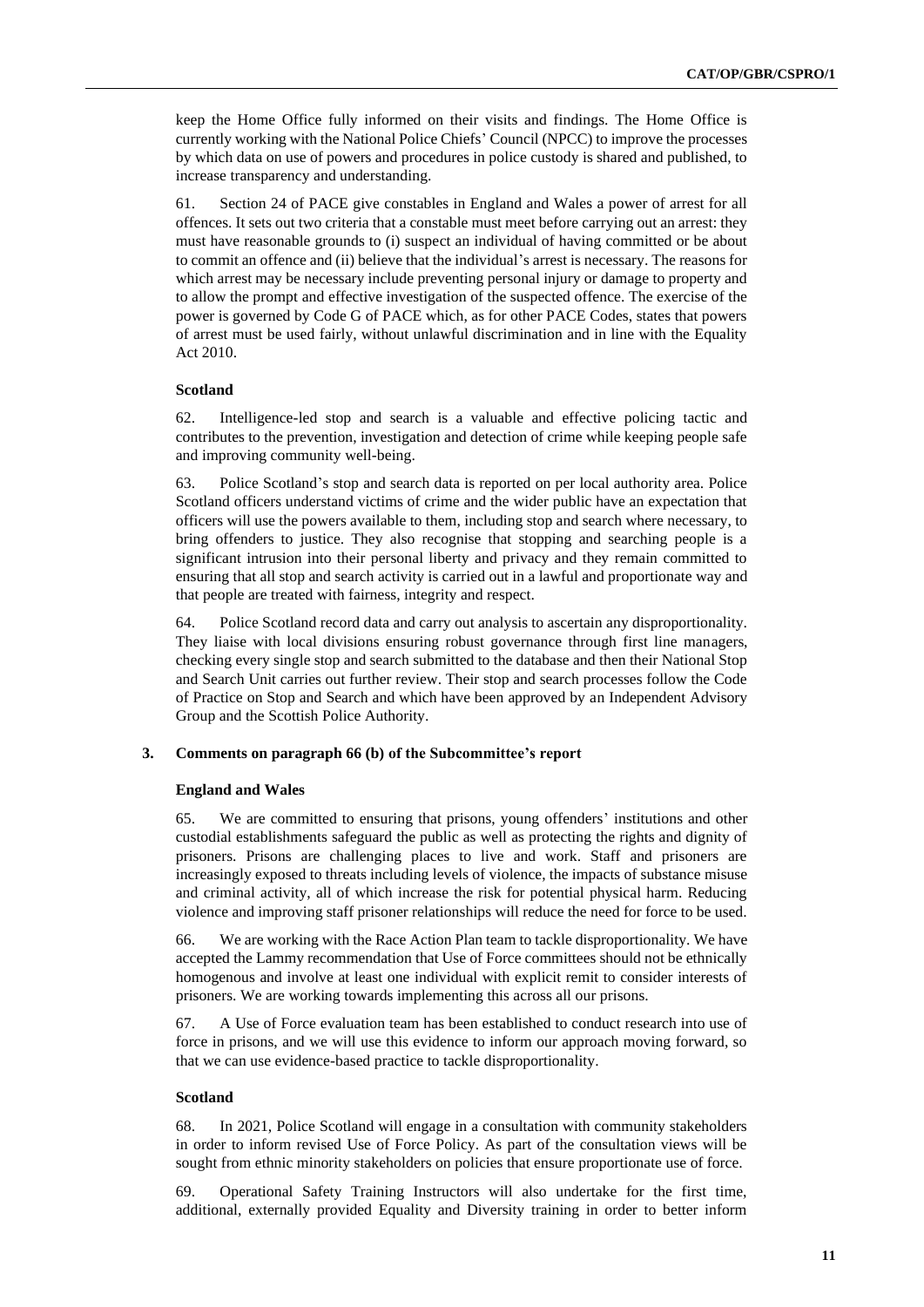keep the Home Office fully informed on their visits and findings. The Home Office is currently working with the National Police Chiefs' Council (NPCC) to improve the processes by which data on use of powers and procedures in police custody is shared and published, to increase transparency and understanding.

61. Section 24 of PACE give constables in England and Wales a power of arrest for all offences. It sets out two criteria that a constable must meet before carrying out an arrest: they must have reasonable grounds to (i) suspect an individual of having committed or be about to commit an offence and (ii) believe that the individual's arrest is necessary. The reasons for which arrest may be necessary include preventing personal injury or damage to property and to allow the prompt and effective investigation of the suspected offence. The exercise of the power is governed by Code G of PACE which, as for other PACE Codes, states that powers of arrest must be used fairly, without unlawful discrimination and in line with the Equality Act 2010.

#### Scotland

62. Intelligence-led stop and search is a valuable and effective policing tactic and contributes to the prevention, investigation and detection of crime while keeping people safe and improving community well-being.

63. Police Scotland's stop and search data is reported on per local authority area. Police Scotland officers understand victims of crime and the wider public have an expectation that officers will use the powers available to them, including stop and search where necessary, to bring offenders to justice. They also recognise that stopping and searching people is a significant intrusion into their personal liberty and privacy and they remain committed to ensuring that all stop and search activity is carried out in a lawful and proportionate way and that people are treated with fairness, integrity and respect.

64. Police Scotland record data and carry out analysis to ascertain any disproportionality. They liaise with local divisions ensuring robust governance through first line managers, checking every single stop and search submitted to the database and then their National Stop and Search Unit carries out further review. Their stop and search processes follow the Code of Practice on Stop and Search and which have been approved by an Independent Advisory Group and the Scottish Police Authority.

### 3. Comments on paragraph 66 (b) of the Subcommittee's report

#### England and Wales

65. We are committed to ensuring that prisons, young offenders' institutions and other custodial establishments safeguard the public as well as protecting the rights and dignity of prisoners. Prisons are challenging places to live and work. Staff and prisoners are increasingly exposed to threats including levels of violence, the impacts of substance misuse and criminal activity, all of which increase the risk for potential physical harm. Reducing violence and improving staff prisoner relationships will reduce the need for force to be used.

66. We are working with the Race Action Plan team to tackle disproportionality. We have accepted the Lammy recommendation that Use of Force committees should not be ethnically homogenous and involve at least one individual with explicit remit to consider interests of prisoners. We are working towards implementing this across all our prisons.

67. A Use of Force evaluation team has been established to conduct research into use of force in prisons, and we will use this evidence to inform our approach moving forward, so that we can use evidence-based practice to tackle disproportionality.

#### Scotland

68. In 2021, Police Scotland will engage in a consultation with community stakeholders in order to inform revised Use of Force Policy. As part of the consultation views will be sought from ethnic minority stakeholders on policies that ensure proportionate use of force.

69. Operational Safety Training Instructors will also undertake for the first time, additional, externally provided Equality and Diversity training in order to better inform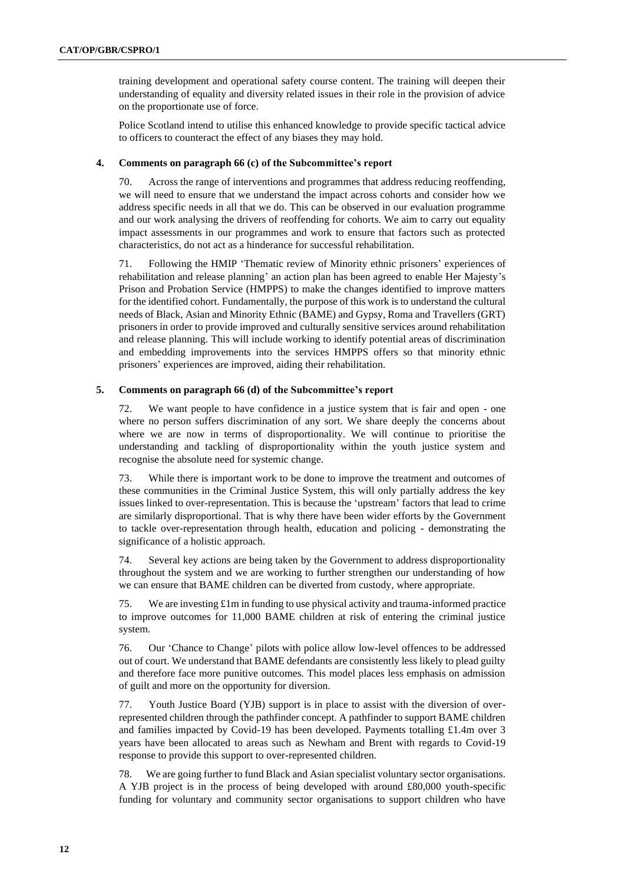training development and operational safety course content. The training will deepen their understanding of equality and diversity related issues in their role in the provision of advice on the proportionate use of force.

Police Scotland intend to utilise this enhanced knowledge to provide specific tactical advice to officers to counteract the effect of any biases they may hold.

### 4. Comments on paragraph 66 (c) of the Subcommittee's report

70. Across the range of interventions and programmes that address reducing reoffending, we will need to ensure that we understand the impact across cohorts and consider how we address specific needs in all that we do. This can be observed in our evaluation programme and our work analysing the drivers of reoffending for cohorts. We aim to carry out equality impact assessments in our programmes and work to ensure that factors such as protected characteristics, do not act as a hinderance for successful rehabilitation.

71. Following the HMIP 'Thematic review of Minority ethnic prisoners' experiences of rehabilitation and release planning' an action plan has been agreed to enable Her Majesty's Prison and Probation Service (HMPPS) to make the changes identified to improve matters for the identified cohort. Fundamentally, the purpose of this work is to understand the cultural needs of Black, Asian and Minority Ethnic (BAME) and Gypsy, Roma and Travellers (GRT) prisoners in order to provide improved and culturally sensitive services around rehabilitation and release planning. This will include working to identify potential areas of discrimination and embedding improvements into the services HMPPS offers so that minority ethnic prisoners' experiences are improved, aiding their rehabilitation.

### 5. Comments on paragraph 66 (d) of the Subcommittee's report

72. We want people to have confidence in a justice system that is fair and open - one where no person suffers discrimination of any sort. We share deeply the concerns about where we are now in terms of disproportionality. We will continue to prioritise the understanding and tackling of disproportionality within the youth justice system and recognise the absolute need for systemic change.

73. While there is important work to be done to improve the treatment and outcomes of these communities in the Criminal Justice System, this will only partially address the key issues linked to over-representation. This is because the 'upstream' factors that lead to crime are similarly disproportional. That is why there have been wider efforts by the Government to tackle over-representation through health, education and policing - demonstrating the significance of a holistic approach.

74. Several key actions are being taken by the Government to address disproportionality throughout the system and we are working to further strengthen our understanding of how we can ensure that BAME children can be diverted from custody, where appropriate.

75. We are investing £1m in funding to use physical activity and trauma-informed practice to improve outcomes for 11,000 BAME children at risk of entering the criminal justice system.

76. Our 'Chance to Change' pilots with police allow low-level offences to be addressed out of court. We understand that BAME defendants are consistently less likely to plead guilty and therefore face more punitive outcomes. This model places less emphasis on admission of guilt and more on the opportunity for diversion.

77. Youth Justice Board (YJB) support is in place to assist with the diversion of over-represented children through the pathfinder concept. A pathfinder to support BAME children and families impacted by Covid-19 has been developed. Payments totalling £1.4m over 3 years have been allocated to areas such as Newham and Brent with regards to Covid-19 response to provide this support to over-represented children.

78. We are going further to fund Black and Asian specialist voluntary sector organisations. A YJB project is in the process of being developed with around £80,000 youth-specific funding for voluntary and community sector organisations to support children who have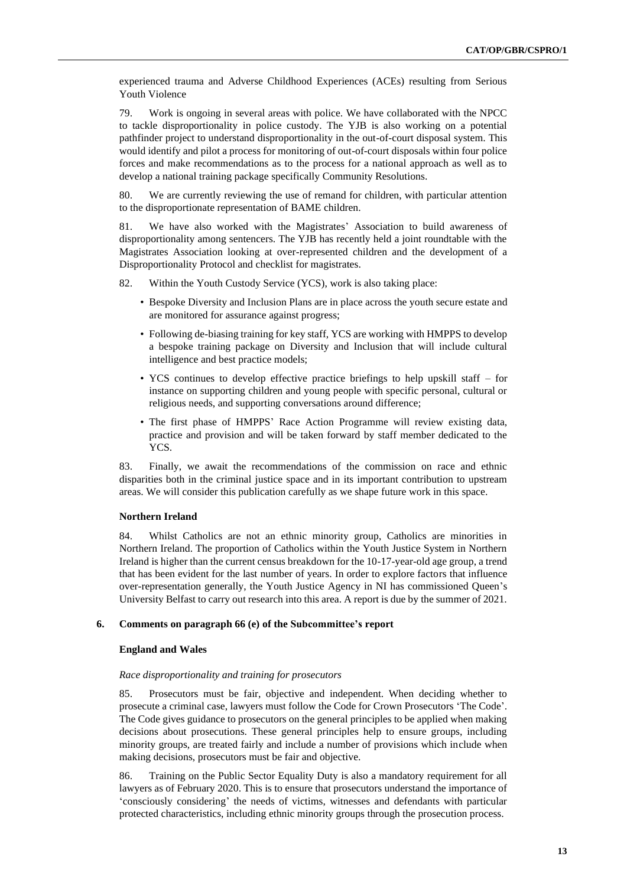experienced trauma and Adverse Childhood Experiences (ACEs) resulting from Serious Youth Violence

79. Work is ongoing in several areas with police. We have collaborated with the NPCC to tackle disproportionality in police custody. The YJB is also working on a potential pathfinder project to understand disproportionality in the out-of-court disposal system. This would identify and pilot a process for monitoring of out-of-court disposals within four police forces and make recommendations as to the process for a national approach as well as to develop a national training package specifically Community Resolutions.

80. We are currently reviewing the use of remand for children, with particular attention to the disproportionate representation of BAME children.

81. We have also worked with the Magistrates' Association to build awareness of disproportionality among sentencers. The YJB has recently held a joint roundtable with the Magistrates Association looking at over-represented children and the development of a Disproportionality Protocol and checklist for magistrates.

82. Within the Youth Custody Service (YCS), work is also taking place:

- Bespoke Diversity and Inclusion Plans are in place across the youth secure estate and are monitored for assurance against progress;
- Following de-biasing training for key staff, YCS are working with HMPPS to develop a bespoke training package on Diversity and Inclusion that will include cultural intelligence and best practice models;
- YCS continues to develop effective practice briefings to help upskill staff – for instance on supporting children and young people with specific personal, cultural or religious needs, and supporting conversations around difference;
- The first phase of HMPPS' Race Action Programme will review existing data, practice and provision and will be taken forward by staff member dedicated to the YCS.

83. Finally, we await the recommendations of the commission on race and ethnic disparities both in the criminal justice space and in its important contribution to upstream areas. We will consider this publication carefully as we shape future work in this space.

**Northern Ireland**

84. Whilst Catholics are not an ethnic minority group, Catholics are minorities in Northern Ireland. The proportion of Catholics within the Youth Justice System in Northern Ireland is higher than the current census breakdown for the 10-17-year-old age group, a trend that has been evident for the last number of years. In order to explore factors that influence over-representation generally, the Youth Justice Agency in NI has commissioned Queen's University Belfast to carry out research into this area. A report is due by the summer of 2021.

## 6. Comments on paragraph 66 (e) of the Subcommittee's report

**England and Wales**

*Race disproportionality and training for prosecutors*

85. Prosecutors must be fair, objective and independent. When deciding whether to prosecute a criminal case, lawyers must follow the Code for Crown Prosecutors 'The Code'. The Code gives guidance to prosecutors on the general principles to be applied when making decisions about prosecutions. These general principles help to ensure groups, including minority groups, are treated fairly and include a number of provisions which include when making decisions, prosecutors must be fair and objective.

86. Training on the Public Sector Equality Duty is also a mandatory requirement for all lawyers as of February 2020. This is to ensure that prosecutors understand the importance of 'consciously considering' the needs of victims, witnesses and defendants with particular protected characteristics, including ethnic minority groups through the prosecution process.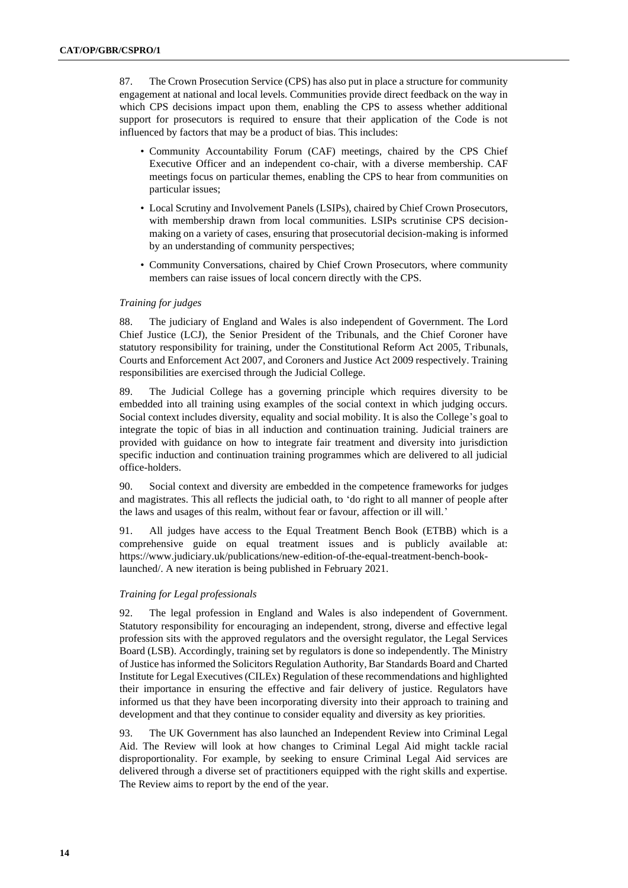87. The Crown Prosecution Service (CPS) has also put in place a structure for community engagement at national and local levels. Communities provide direct feedback on the way in which CPS decisions impact upon them, enabling the CPS to assess whether additional support for prosecutors is required to ensure that their application of the Code is not influenced by factors that may be a product of bias. This includes:

- Community Accountability Forum (CAF) meetings, chaired by the CPS Chief Executive Officer and an independent co-chair, with a diverse membership. CAF meetings focus on particular themes, enabling the CPS to hear from communities on particular issues;
- Local Scrutiny and Involvement Panels (LSIPs), chaired by Chief Crown Prosecutors, with membership drawn from local communities. LSIPs scrutinise CPS decision-making on a variety of cases, ensuring that prosecutorial decision-making is informed by an understanding of community perspectives;
- Community Conversations, chaired by Chief Crown Prosecutors, where community members can raise issues of local concern directly with the CPS.

*Training for judges*

88. The judiciary of England and Wales is also independent of Government. The Lord Chief Justice (LCJ), the Senior President of the Tribunals, and the Chief Coroner have statutory responsibility for training, under the Constitutional Reform Act 2005, Tribunals, Courts and Enforcement Act 2007, and Coroners and Justice Act 2009 respectively. Training responsibilities are exercised through the Judicial College.

89. The Judicial College has a governing principle which requires diversity to be embedded into all training using examples of the social context in which judging occurs. Social context includes diversity, equality and social mobility. It is also the College's goal to integrate the topic of bias in all induction and continuation training. Judicial trainers are provided with guidance on how to integrate fair treatment and diversity into jurisdiction specific induction and continuation training programmes which are delivered to all judicial office-holders.

90. Social context and diversity are embedded in the competence frameworks for judges and magistrates. This all reflects the judicial oath, to 'do right to all manner of people after the laws and usages of this realm, without fear or favour, affection or ill will.'

91. All judges have access to the Equal Treatment Bench Book (ETBB) which is a comprehensive guide on equal treatment issues and is publicly available at: https://www.judiciary.uk/publications/new-edition-of-the-equal-treatment-bench-book-launched/. A new iteration is being published in February 2021.

*Training for Legal professionals*

92. The legal profession in England and Wales is also independent of Government. Statutory responsibility for encouraging an independent, strong, diverse and effective legal profession sits with the approved regulators and the oversight regulator, the Legal Services Board (LSB). Accordingly, training set by regulators is done so independently. The Ministry of Justice has informed the Solicitors Regulation Authority, Bar Standards Board and Charted Institute for Legal Executives (CILEx) Regulation of these recommendations and highlighted their importance in ensuring the effective and fair delivery of justice. Regulators have informed us that they have been incorporating diversity into their approach to training and development and that they continue to consider equality and diversity as key priorities.

93. The UK Government has also launched an Independent Review into Criminal Legal Aid. The Review will look at how changes to Criminal Legal Aid might tackle racial disproportionality. For example, by seeking to ensure Criminal Legal Aid services are delivered through a diverse set of practitioners equipped with the right skills and expertise. The Review aims to report by the end of the year.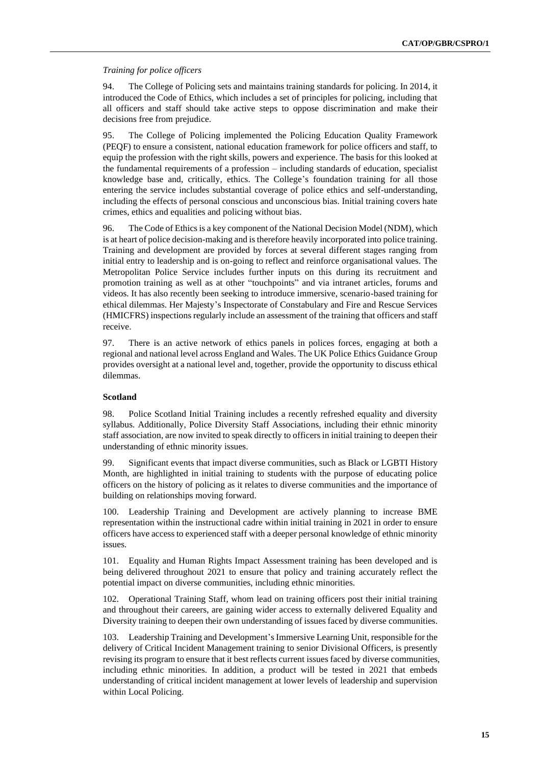*Training for police officers*

94. The College of Policing sets and maintains training standards for policing. In 2014, it introduced the Code of Ethics, which includes a set of principles for policing, including that all officers and staff should take active steps to oppose discrimination and make their decisions free from prejudice.

95. The College of Policing implemented the Policing Education Quality Framework (PEQF) to ensure a consistent, national education framework for police officers and staff, to equip the profession with the right skills, powers and experience. The basis for this looked at the fundamental requirements of a profession – including standards of education, specialist knowledge base and, critically, ethics. The College's foundation training for all those entering the service includes substantial coverage of police ethics and self-understanding, including the effects of personal conscious and unconscious bias. Initial training covers hate crimes, ethics and equalities and policing without bias.

96. The Code of Ethics is a key component of the National Decision Model (NDM), which is at heart of police decision-making and is therefore heavily incorporated into police training. Training and development are provided by forces at several different stages ranging from initial entry to leadership and is on-going to reflect and reinforce organisational values. The Metropolitan Police Service includes further inputs on this during its recruitment and promotion training as well as at other "touchpoints" and via intranet articles, forums and videos. It has also recently been seeking to introduce immersive, scenario-based training for ethical dilemmas. Her Majesty's Inspectorate of Constabulary and Fire and Rescue Services (HMICFRS) inspections regularly include an assessment of the training that officers and staff receive.

97. There is an active network of ethics panels in polices forces, engaging at both a regional and national level across England and Wales. The UK Police Ethics Guidance Group provides oversight at a national level and, together, provide the opportunity to discuss ethical dilemmas.

**Scotland**

98. Police Scotland Initial Training includes a recently refreshed equality and diversity syllabus. Additionally, Police Diversity Staff Associations, including their ethnic minority staff association, are now invited to speak directly to officers in initial training to deepen their understanding of ethnic minority issues.

99. Significant events that impact diverse communities, such as Black or LGBTI History Month, are highlighted in initial training to students with the purpose of educating police officers on the history of policing as it relates to diverse communities and the importance of building on relationships moving forward.

100. Leadership Training and Development are actively planning to increase BME representation within the instructional cadre within initial training in 2021 in order to ensure officers have access to experienced staff with a deeper personal knowledge of ethnic minority issues.

101. Equality and Human Rights Impact Assessment training has been developed and is being delivered throughout 2021 to ensure that policy and training accurately reflect the potential impact on diverse communities, including ethnic minorities.

102. Operational Training Staff, whom lead on training officers post their initial training and throughout their careers, are gaining wider access to externally delivered Equality and Diversity training to deepen their own understanding of issues faced by diverse communities.

103. Leadership Training and Development's Immersive Learning Unit, responsible for the delivery of Critical Incident Management training to senior Divisional Officers, is presently revising its program to ensure that it best reflects current issues faced by diverse communities, including ethnic minorities. In addition, a product will be tested in 2021 that embeds understanding of critical incident management at lower levels of leadership and supervision within Local Policing.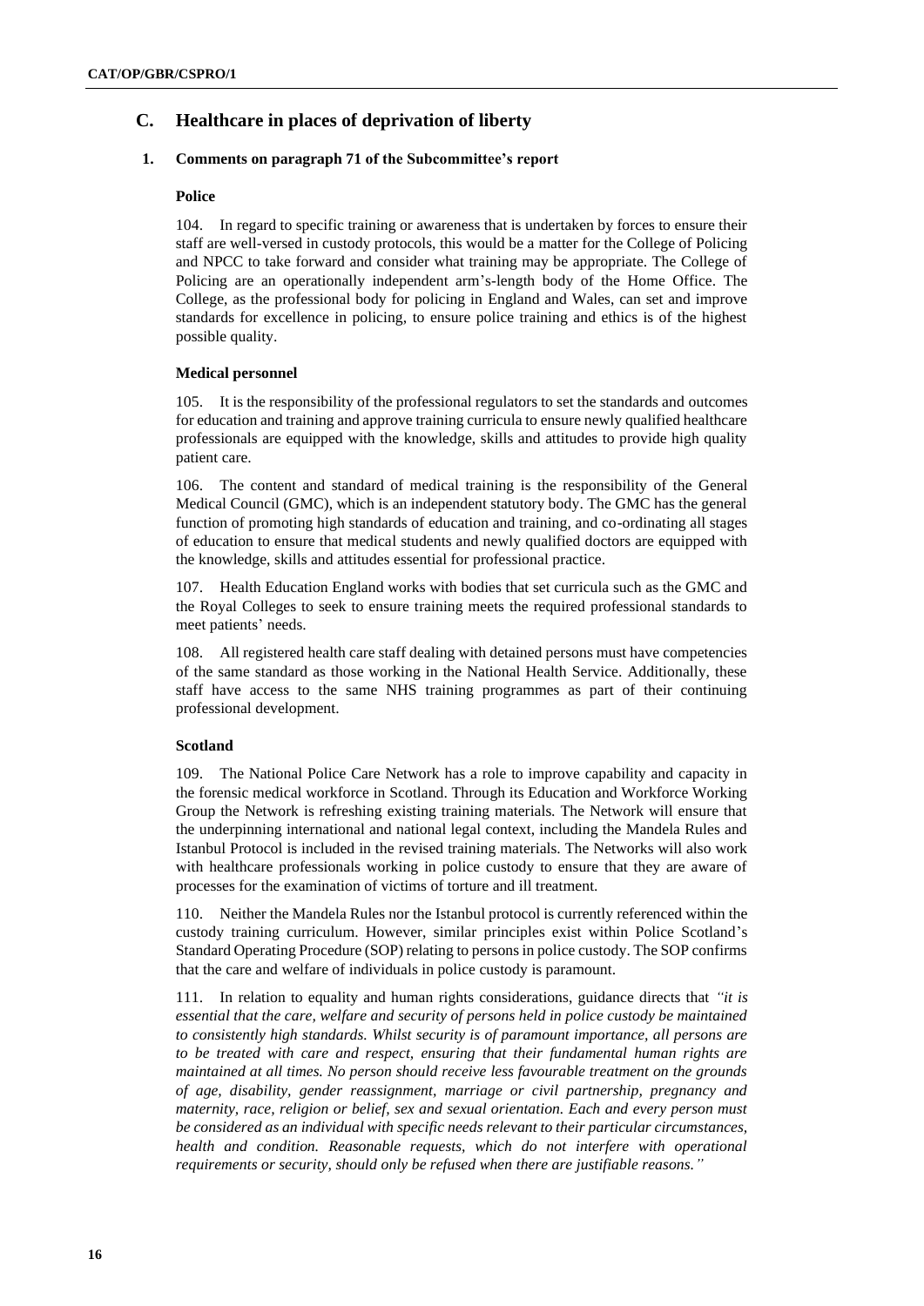## C. Healthcare in places of deprivation of liberty

### 1. Comments on paragraph 71 of the Subcommittee's report

**Police**

104. In regard to specific training or awareness that is undertaken by forces to ensure their staff are well-versed in custody protocols, this would be a matter for the College of Policing and NPCC to take forward and consider what training may be appropriate. The College of Policing are an operationally independent arm's-length body of the Home Office. The College, as the professional body for policing in England and Wales, can set and improve standards for excellence in policing, to ensure police training and ethics is of the highest possible quality.

**Medical personnel**

105. It is the responsibility of the professional regulators to set the standards and outcomes for education and training and approve training curricula to ensure newly qualified healthcare professionals are equipped with the knowledge, skills and attitudes to provide high quality patient care.

106. The content and standard of medical training is the responsibility of the General Medical Council (GMC), which is an independent statutory body. The GMC has the general function of promoting high standards of education and training, and co-ordinating all stages of education to ensure that medical students and newly qualified doctors are equipped with the knowledge, skills and attitudes essential for professional practice.

107. Health Education England works with bodies that set curricula such as the GMC and the Royal Colleges to seek to ensure training meets the required professional standards to meet patients' needs.

108. All registered health care staff dealing with detained persons must have competencies of the same standard as those working in the National Health Service. Additionally, these staff have access to the same NHS training programmes as part of their continuing professional development.

**Scotland**

109. The National Police Care Network has a role to improve capability and capacity in the forensic medical workforce in Scotland. Through its Education and Workforce Working Group the Network is refreshing existing training materials. The Network will ensure that the underpinning international and national legal context, including the Mandela Rules and Istanbul Protocol is included in the revised training materials. The Networks will also work with healthcare professionals working in police custody to ensure that they are aware of processes for the examination of victims of torture and ill treatment.

110. Neither the Mandela Rules nor the Istanbul protocol is currently referenced within the custody training curriculum. However, similar principles exist within Police Scotland's Standard Operating Procedure (SOP) relating to persons in police custody. The SOP confirms that the care and welfare of individuals in police custody is paramount.

111. In relation to equality and human rights considerations, guidance directs that *"it is essential that the care, welfare and security of persons held in police custody be maintained to consistently high standards. Whilst security is of paramount importance, all persons are to be treated with care and respect, ensuring that their fundamental human rights are maintained at all times. No person should receive less favourable treatment on the grounds of age, disability, gender reassignment, marriage or civil partnership, pregnancy and maternity, race, religion or belief, sex and sexual orientation. Each and every person must be considered as an individual with specific needs relevant to their particular circumstances, health and condition. Reasonable requests, which do not interfere with operational requirements or security, should only be refused when there are justifiable reasons."*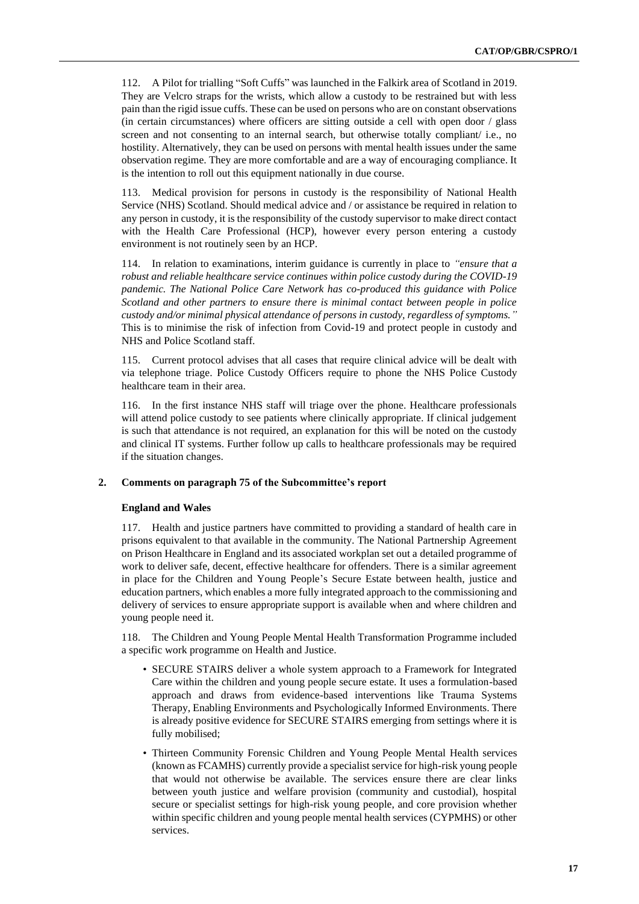112. A Pilot for trialling "Soft Cuffs" was launched in the Falkirk area of Scotland in 2019. They are Velcro straps for the wrists, which allow a custody to be restrained but with less pain than the rigid issue cuffs. These can be used on persons who are on constant observations (in certain circumstances) where officers are sitting outside a cell with open door / glass screen and not consenting to an internal search, but otherwise totally compliant/ i.e., no hostility. Alternatively, they can be used on persons with mental health issues under the same observation regime. They are more comfortable and are a way of encouraging compliance. It is the intention to roll out this equipment nationally in due course.

113. Medical provision for persons in custody is the responsibility of National Health Service (NHS) Scotland. Should medical advice and / or assistance be required in relation to any person in custody, it is the responsibility of the custody supervisor to make direct contact with the Health Care Professional (HCP), however every person entering a custody environment is not routinely seen by an HCP.

114. In relation to examinations, interim guidance is currently in place to *"ensure that a robust and reliable healthcare service continues within police custody during the COVID-19 pandemic. The National Police Care Network has co-produced this guidance with Police Scotland and other partners to ensure there is minimal contact between people in police custody and/or minimal physical attendance of persons in custody, regardless of symptoms."* This is to minimise the risk of infection from Covid-19 and protect people in custody and NHS and Police Scotland staff.

115. Current protocol advises that all cases that require clinical advice will be dealt with via telephone triage. Police Custody Officers require to phone the NHS Police Custody healthcare team in their area.

116. In the first instance NHS staff will triage over the phone. Healthcare professionals will attend police custody to see patients where clinically appropriate. If clinical judgement is such that attendance is not required, an explanation for this will be noted on the custody and clinical IT systems. Further follow up calls to healthcare professionals may be required if the situation changes.

## 2. Comments on paragraph 75 of the Subcommittee's report

### England and Wales

117. Health and justice partners have committed to providing a standard of health care in prisons equivalent to that available in the community. The National Partnership Agreement on Prison Healthcare in England and its associated workplan set out a detailed programme of work to deliver safe, decent, effective healthcare for offenders. There is a similar agreement in place for the Children and Young People's Secure Estate between health, justice and education partners, which enables a more fully integrated approach to the commissioning and delivery of services to ensure appropriate support is available when and where children and young people need it.

118. The Children and Young People Mental Health Transformation Programme included a specific work programme on Health and Justice.

- SECURE STAIRS deliver a whole system approach to a Framework for Integrated Care within the children and young people secure estate. It uses a formulation-based approach and draws from evidence-based interventions like Trauma Systems Therapy, Enabling Environments and Psychologically Informed Environments. There is already positive evidence for SECURE STAIRS emerging from settings where it is fully mobilised;
- Thirteen Community Forensic Children and Young People Mental Health services (known as FCAMHS) currently provide a specialist service for high-risk young people that would not otherwise be available. The services ensure there are clear links between youth justice and welfare provision (community and custodial), hospital secure or specialist settings for high-risk young people, and core provision whether within specific children and young people mental health services (CYPMHS) or other services.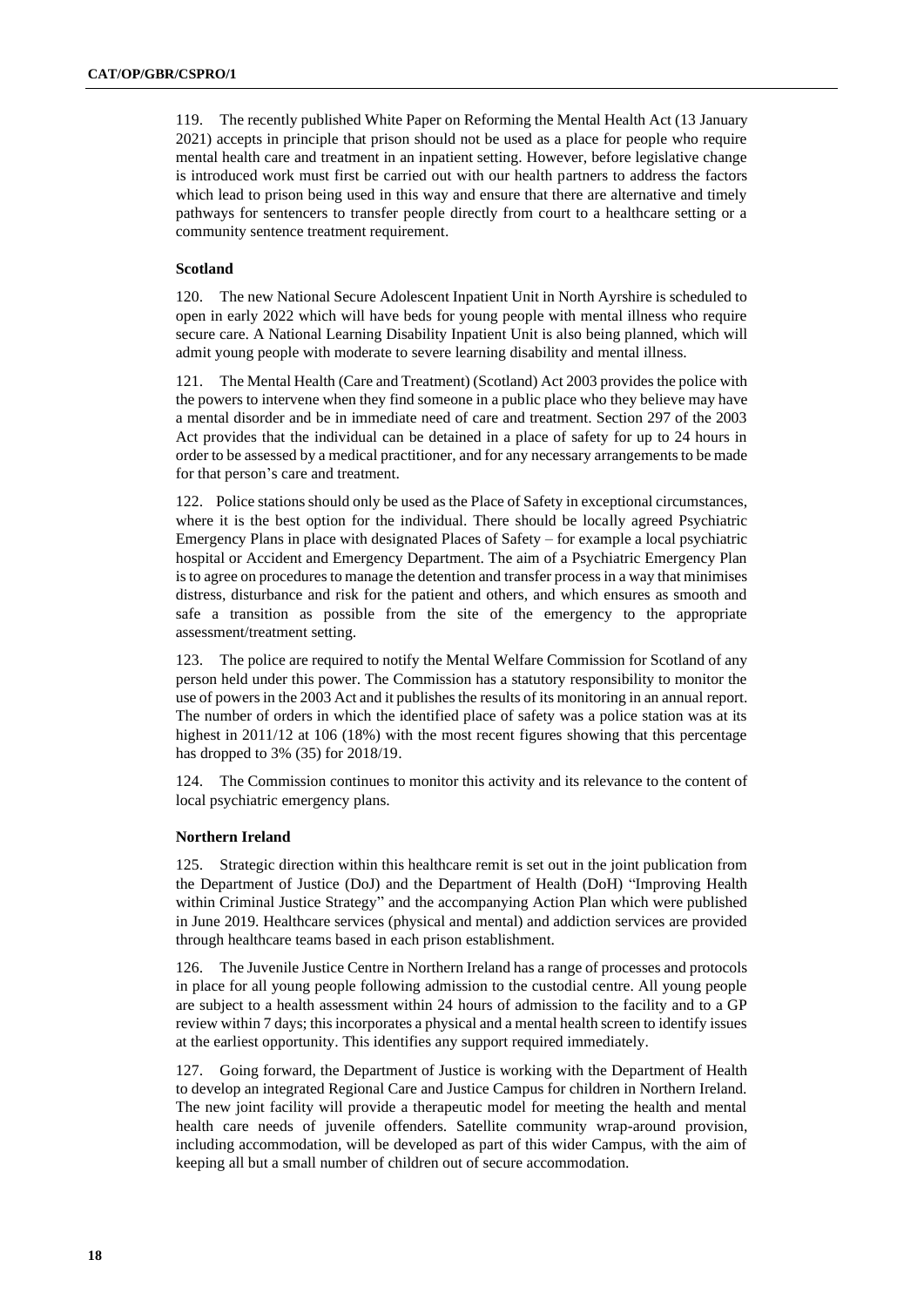119. The recently published White Paper on Reforming the Mental Health Act (13 January 2021) accepts in principle that prison should not be used as a place for people who require mental health care and treatment in an inpatient setting. However, before legislative change is introduced work must first be carried out with our health partners to address the factors which lead to prison being used in this way and ensure that there are alternative and timely pathways for sentencers to transfer people directly from court to a healthcare setting or a community sentence treatment requirement.

**Scotland**

120. The new National Secure Adolescent Inpatient Unit in North Ayrshire is scheduled to open in early 2022 which will have beds for young people with mental illness who require secure care. A National Learning Disability Inpatient Unit is also being planned, which will admit young people with moderate to severe learning disability and mental illness.

121. The Mental Health (Care and Treatment) (Scotland) Act 2003 provides the police with the powers to intervene when they find someone in a public place who they believe may have a mental disorder and be in immediate need of care and treatment. Section 297 of the 2003 Act provides that the individual can be detained in a place of safety for up to 24 hours in order to be assessed by a medical practitioner, and for any necessary arrangements to be made for that person's care and treatment.

122. Police stations should only be used as the Place of Safety in exceptional circumstances, where it is the best option for the individual. There should be locally agreed Psychiatric Emergency Plans in place with designated Places of Safety – for example a local psychiatric hospital or Accident and Emergency Department. The aim of a Psychiatric Emergency Plan is to agree on procedures to manage the detention and transfer process in a way that minimises distress, disturbance and risk for the patient and others, and which ensures as smooth and safe a transition as possible from the site of the emergency to the appropriate assessment/treatment setting.

123. The police are required to notify the Mental Welfare Commission for Scotland of any person held under this power. The Commission has a statutory responsibility to monitor the use of powers in the 2003 Act and it publishes the results of its monitoring in an annual report. The number of orders in which the identified place of safety was a police station was at its highest in 2011/12 at 106 (18%) with the most recent figures showing that this percentage has dropped to 3% (35) for 2018/19.

124. The Commission continues to monitor this activity and its relevance to the content of local psychiatric emergency plans.

**Northern Ireland**

125. Strategic direction within this healthcare remit is set out in the joint publication from the Department of Justice (DoJ) and the Department of Health (DoH) "Improving Health within Criminal Justice Strategy" and the accompanying Action Plan which were published in June 2019. Healthcare services (physical and mental) and addiction services are provided through healthcare teams based in each prison establishment.

126. The Juvenile Justice Centre in Northern Ireland has a range of processes and protocols in place for all young people following admission to the custodial centre. All young people are subject to a health assessment within 24 hours of admission to the facility and to a GP review within 7 days; this incorporates a physical and a mental health screen to identify issues at the earliest opportunity. This identifies any support required immediately.

127. Going forward, the Department of Justice is working with the Department of Health to develop an integrated Regional Care and Justice Campus for children in Northern Ireland. The new joint facility will provide a therapeutic model for meeting the health and mental health care needs of juvenile offenders. Satellite community wrap-around provision, including accommodation, will be developed as part of this wider Campus, with the aim of keeping all but a small number of children out of secure accommodation.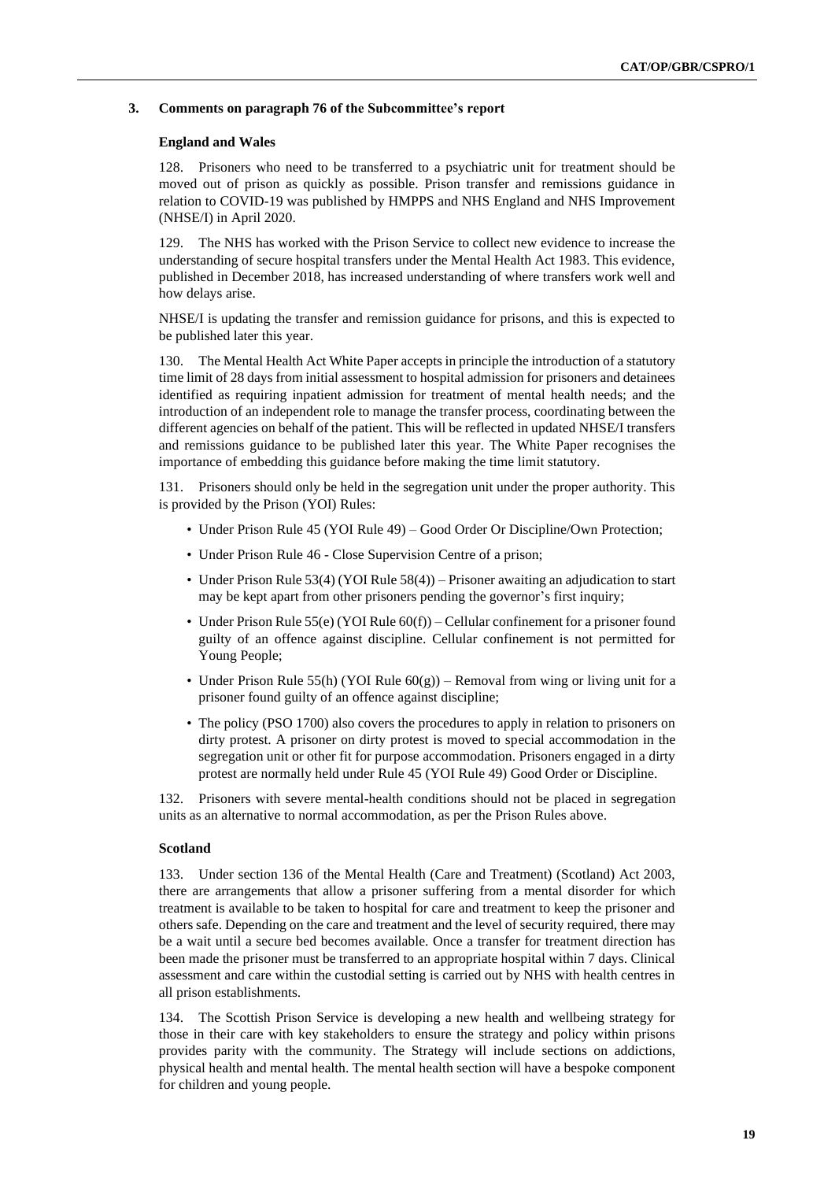### 3. Comments on paragraph 76 of the Subcommittee's report

#### England and Wales

128. Prisoners who need to be transferred to a psychiatric unit for treatment should be moved out of prison as quickly as possible. Prison transfer and remissions guidance in relation to COVID-19 was published by HMPPS and NHS England and NHS Improvement (NHSE/I) in April 2020.

129. The NHS has worked with the Prison Service to collect new evidence to increase the understanding of secure hospital transfers under the Mental Health Act 1983. This evidence, published in December 2018, has increased understanding of where transfers work well and how delays arise.

NHSE/I is updating the transfer and remission guidance for prisons, and this is expected to be published later this year.

130. The Mental Health Act White Paper accepts in principle the introduction of a statutory time limit of 28 days from initial assessment to hospital admission for prisoners and detainees identified as requiring inpatient admission for treatment of mental health needs; and the introduction of an independent role to manage the transfer process, coordinating between the different agencies on behalf of the patient. This will be reflected in updated NHSE/I transfers and remissions guidance to be published later this year. The White Paper recognises the importance of embedding this guidance before making the time limit statutory.

131. Prisoners should only be held in the segregation unit under the proper authority. This is provided by the Prison (YOI) Rules:

- Under Prison Rule 45 (YOI Rule 49) – Good Order Or Discipline/Own Protection;
- Under Prison Rule 46 - Close Supervision Centre of a prison;
- Under Prison Rule 53(4) (YOI Rule 58(4)) – Prisoner awaiting an adjudication to start may be kept apart from other prisoners pending the governor's first inquiry;
- Under Prison Rule 55(e) (YOI Rule 60(f)) – Cellular confinement for a prisoner found guilty of an offence against discipline. Cellular confinement is not permitted for Young People;
- Under Prison Rule 55(h) (YOI Rule 60(g)) – Removal from wing or living unit for a prisoner found guilty of an offence against discipline;
- The policy (PSO 1700) also covers the procedures to apply in relation to prisoners on dirty protest. A prisoner on dirty protest is moved to special accommodation in the segregation unit or other fit for purpose accommodation. Prisoners engaged in a dirty protest are normally held under Rule 45 (YOI Rule 49) Good Order or Discipline.

132. Prisoners with severe mental-health conditions should not be placed in segregation units as an alternative to normal accommodation, as per the Prison Rules above.

#### Scotland

133. Under section 136 of the Mental Health (Care and Treatment) (Scotland) Act 2003, there are arrangements that allow a prisoner suffering from a mental disorder for which treatment is available to be taken to hospital for care and treatment to keep the prisoner and others safe. Depending on the care and treatment and the level of security required, there may be a wait until a secure bed becomes available. Once a transfer for treatment direction has been made the prisoner must be transferred to an appropriate hospital within 7 days. Clinical assessment and care within the custodial setting is carried out by NHS with health centres in all prison establishments.

134. The Scottish Prison Service is developing a new health and wellbeing strategy for those in their care with key stakeholders to ensure the strategy and policy within prisons provides parity with the community. The Strategy will include sections on addictions, physical health and mental health. The mental health section will have a bespoke component for children and young people.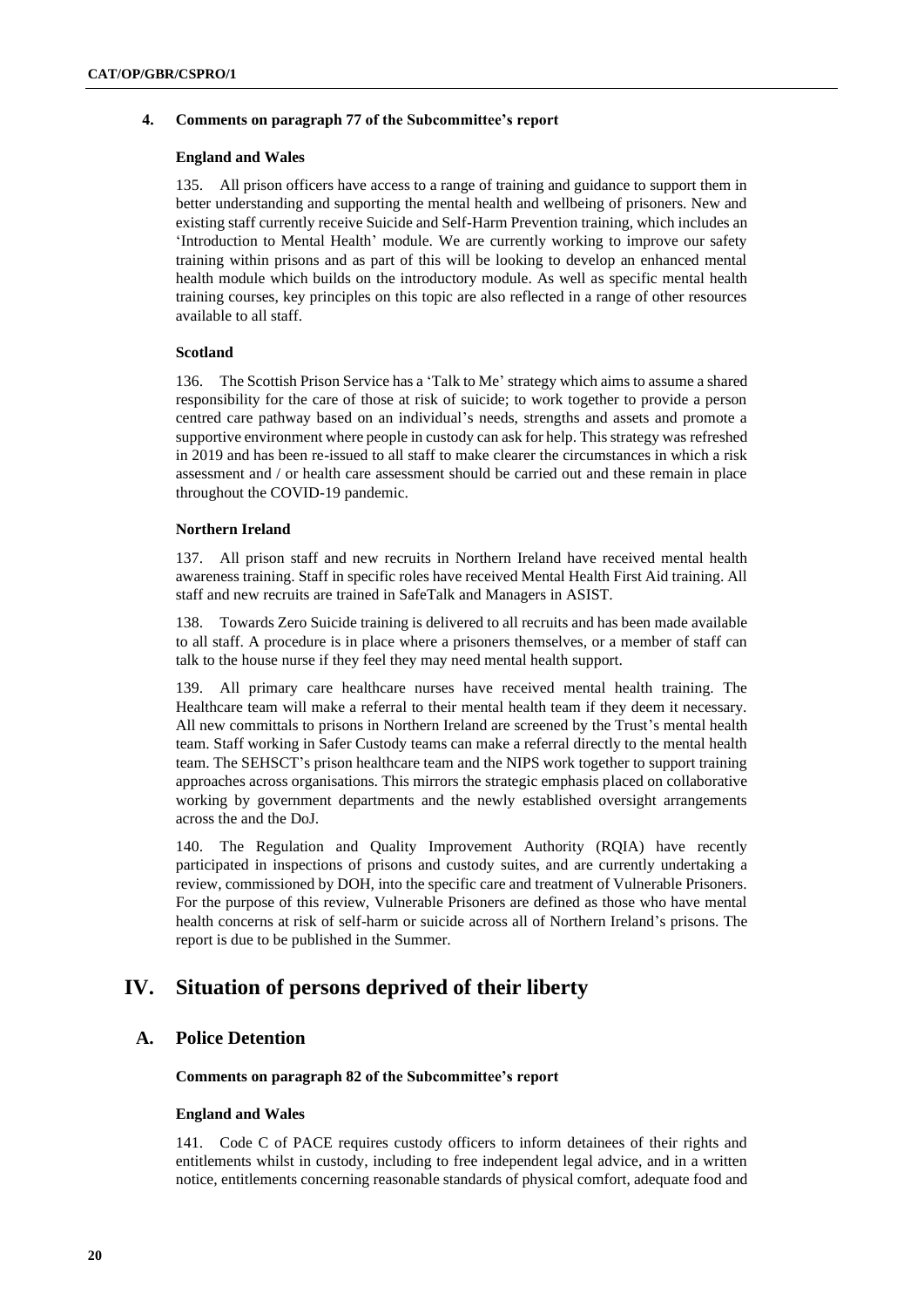### 4. Comments on paragraph 77 of the Subcommittee's report

#### England and Wales

135. All prison officers have access to a range of training and guidance to support them in better understanding and supporting the mental health and wellbeing of prisoners. New and existing staff currently receive Suicide and Self-Harm Prevention training, which includes an 'Introduction to Mental Health' module. We are currently working to improve our safety training within prisons and as part of this will be looking to develop an enhanced mental health module which builds on the introductory module. As well as specific mental health training courses, key principles on this topic are also reflected in a range of other resources available to all staff.

#### Scotland

136. The Scottish Prison Service has a 'Talk to Me' strategy which aims to assume a shared responsibility for the care of those at risk of suicide; to work together to provide a person centred care pathway based on an individual's needs, strengths and assets and promote a supportive environment where people in custody can ask for help. This strategy was refreshed in 2019 and has been re-issued to all staff to make clearer the circumstances in which a risk assessment and / or health care assessment should be carried out and these remain in place throughout the COVID-19 pandemic.

#### Northern Ireland

137. All prison staff and new recruits in Northern Ireland have received mental health awareness training. Staff in specific roles have received Mental Health First Aid training. All staff and new recruits are trained in SafeTalk and Managers in ASIST.

138. Towards Zero Suicide training is delivered to all recruits and has been made available to all staff. A procedure is in place where a prisoners themselves, or a member of staff can talk to the house nurse if they feel they may need mental health support.

139. All primary care healthcare nurses have received mental health training. The Healthcare team will make a referral to their mental health team if they deem it necessary. All new committals to prisons in Northern Ireland are screened by the Trust's mental health team. Staff working in Safer Custody teams can make a referral directly to the mental health team. The SEHSCT's prison healthcare team and the NIPS work together to support training approaches across organisations. This mirrors the strategic emphasis placed on collaborative working by government departments and the newly established oversight arrangements across the and the DoJ.

140. The Regulation and Quality Improvement Authority (RQIA) have recently participated in inspections of prisons and custody suites, and are currently undertaking a review, commissioned by DOH, into the specific care and treatment of Vulnerable Prisoners. For the purpose of this review, Vulnerable Prisoners are defined as those who have mental health concerns at risk of self-harm or suicide across all of Northern Ireland's prisons. The report is due to be published in the Summer.

# IV. Situation of persons deprived of their liberty

## A. Police Detention

### Comments on paragraph 82 of the Subcommittee's report

#### England and Wales

141. Code C of PACE requires custody officers to inform detainees of their rights and entitlements whilst in custody, including to free independent legal advice, and in a written notice, entitlements concerning reasonable standards of physical comfort, adequate food and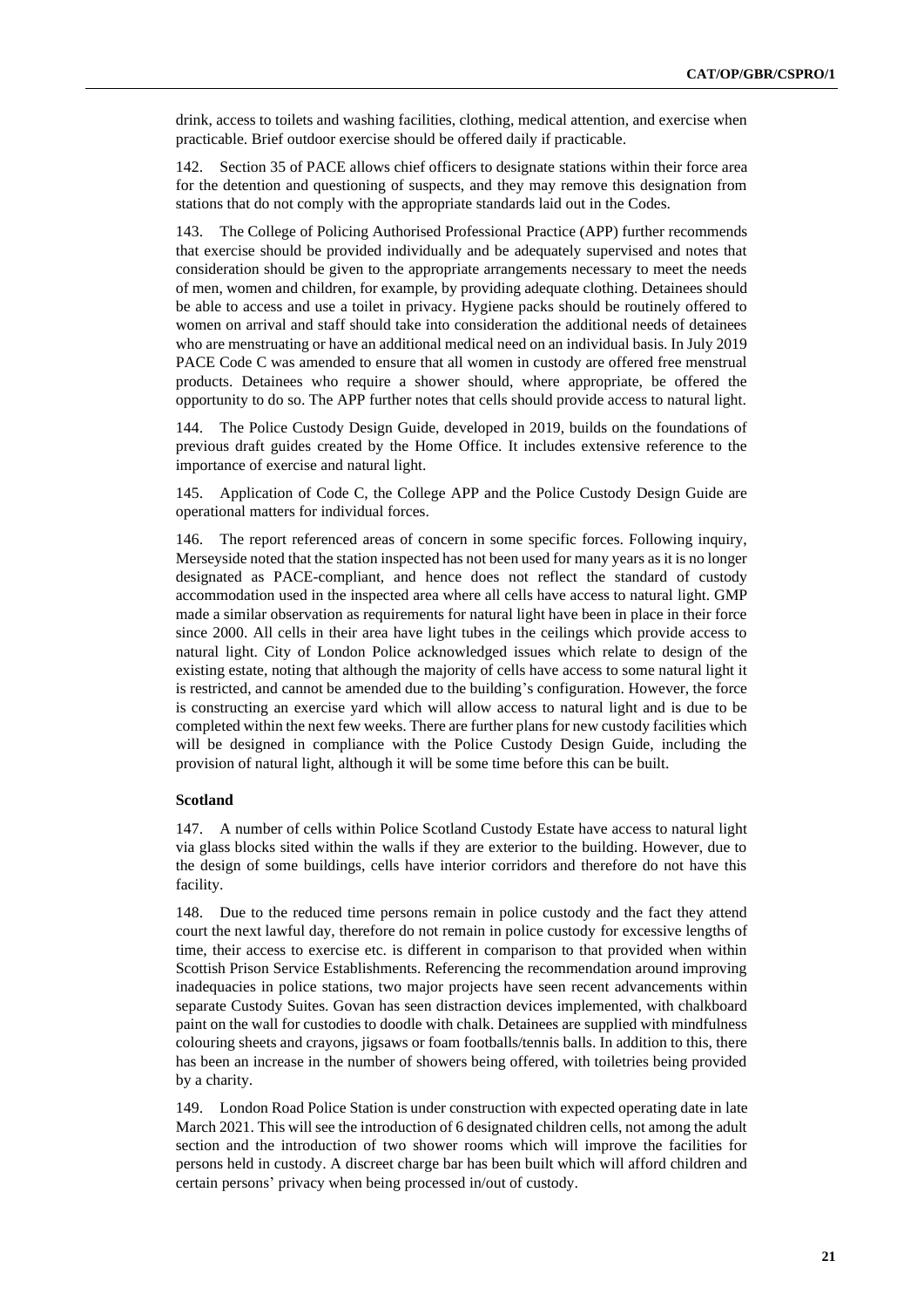drink, access to toilets and washing facilities, clothing, medical attention, and exercise when practicable. Brief outdoor exercise should be offered daily if practicable.

142. Section 35 of PACE allows chief officers to designate stations within their force area for the detention and questioning of suspects, and they may remove this designation from stations that do not comply with the appropriate standards laid out in the Codes.

143. The College of Policing Authorised Professional Practice (APP) further recommends that exercise should be provided individually and be adequately supervised and notes that consideration should be given to the appropriate arrangements necessary to meet the needs of men, women and children, for example, by providing adequate clothing. Detainees should be able to access and use a toilet in privacy. Hygiene packs should be routinely offered to women on arrival and staff should take into consideration the additional needs of detainees who are menstruating or have an additional medical need on an individual basis. In July 2019 PACE Code C was amended to ensure that all women in custody are offered free menstrual products. Detainees who require a shower should, where appropriate, be offered the opportunity to do so. The APP further notes that cells should provide access to natural light.

144. The Police Custody Design Guide, developed in 2019, builds on the foundations of previous draft guides created by the Home Office. It includes extensive reference to the importance of exercise and natural light.

145. Application of Code C, the College APP and the Police Custody Design Guide are operational matters for individual forces.

146. The report referenced areas of concern in some specific forces. Following inquiry, Merseyside noted that the station inspected has not been used for many years as it is no longer designated as PACE-compliant, and hence does not reflect the standard of custody accommodation used in the inspected area where all cells have access to natural light. GMP made a similar observation as requirements for natural light have been in place in their force since 2000. All cells in their area have light tubes in the ceilings which provide access to natural light. City of London Police acknowledged issues which relate to design of the existing estate, noting that although the majority of cells have access to some natural light it is restricted, and cannot be amended due to the building's configuration. However, the force is constructing an exercise yard which will allow access to natural light and is due to be completed within the next few weeks. There are further plans for new custody facilities which will be designed in compliance with the Police Custody Design Guide, including the provision of natural light, although it will be some time before this can be built.

**Scotland**

147. A number of cells within Police Scotland Custody Estate have access to natural light via glass blocks sited within the walls if they are exterior to the building. However, due to the design of some buildings, cells have interior corridors and therefore do not have this facility.

148. Due to the reduced time persons remain in police custody and the fact they attend court the next lawful day, therefore do not remain in police custody for excessive lengths of time, their access to exercise etc. is different in comparison to that provided when within Scottish Prison Service Establishments. Referencing the recommendation around improving inadequacies in police stations, two major projects have seen recent advancements within separate Custody Suites. Govan has seen distraction devices implemented, with chalkboard paint on the wall for custodies to doodle with chalk. Detainees are supplied with mindfulness colouring sheets and crayons, jigsaws or foam footballs/tennis balls. In addition to this, there has been an increase in the number of showers being offered, with toiletries being provided by a charity.

149. London Road Police Station is under construction with expected operating date in late March 2021. This will see the introduction of 6 designated children cells, not among the adult section and the introduction of two shower rooms which will improve the facilities for persons held in custody. A discreet charge bar has been built which will afford children and certain persons' privacy when being processed in/out of custody.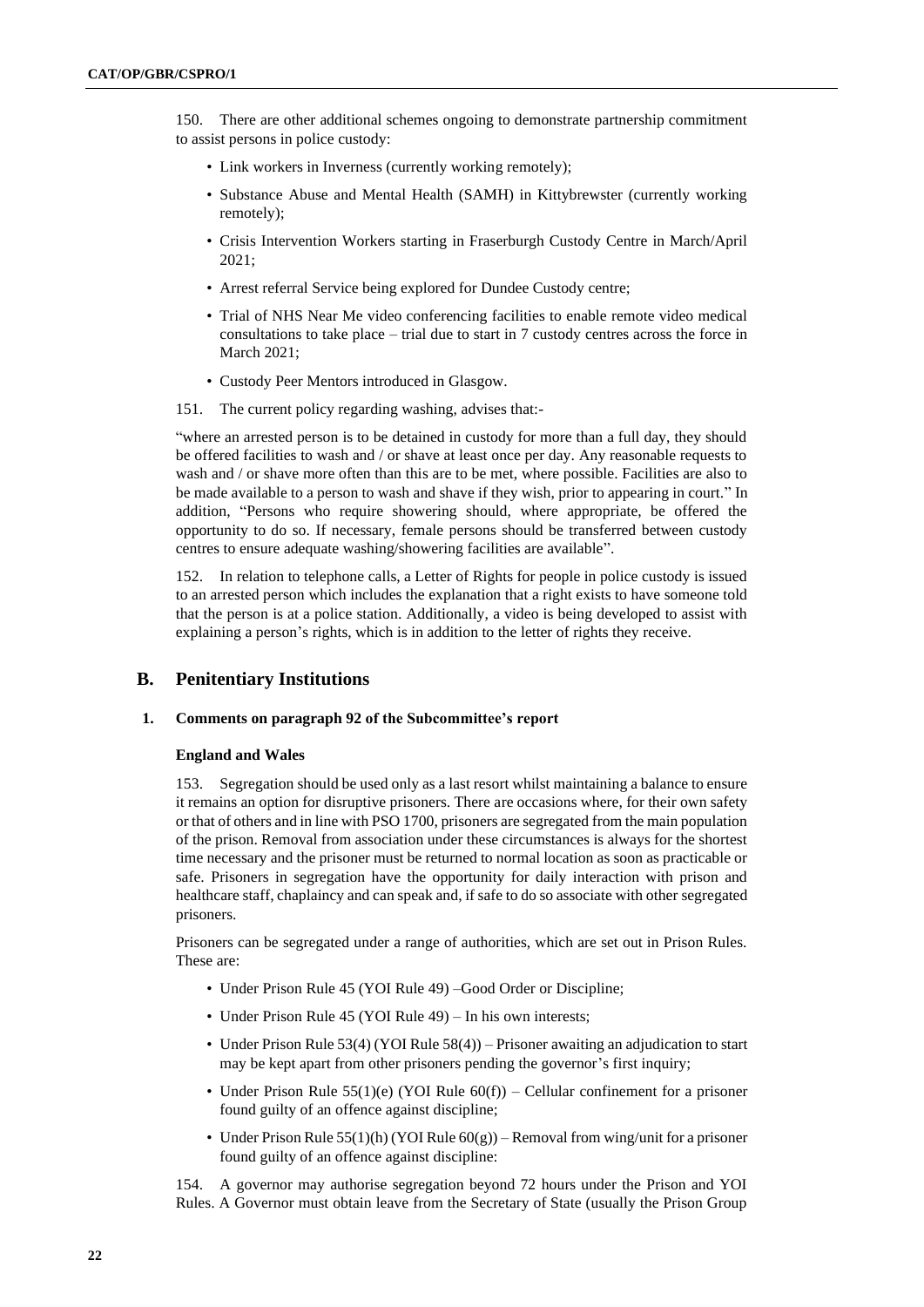150. There are other additional schemes ongoing to demonstrate partnership commitment to assist persons in police custody:

- Link workers in Inverness (currently working remotely);
- Substance Abuse and Mental Health (SAMH) in Kittybrewster (currently working remotely);
- Crisis Intervention Workers starting in Fraserburgh Custody Centre in March/April 2021;
- Arrest referral Service being explored for Dundee Custody centre;
- Trial of NHS Near Me video conferencing facilities to enable remote video medical consultations to take place – trial due to start in 7 custody centres across the force in March 2021;
- Custody Peer Mentors introduced in Glasgow.

151. The current policy regarding washing, advises that:-

"where an arrested person is to be detained in custody for more than a full day, they should be offered facilities to wash and / or shave at least once per day. Any reasonable requests to wash and / or shave more often than this are to be met, where possible. Facilities are also to be made available to a person to wash and shave if they wish, prior to appearing in court." In addition, "Persons who require showering should, where appropriate, be offered the opportunity to do so. If necessary, female persons should be transferred between custody centres to ensure adequate washing/showering facilities are available".

152. In relation to telephone calls, a Letter of Rights for people in police custody is issued to an arrested person which includes the explanation that a right exists to have someone told that the person is at a police station. Additionally, a video is being developed to assist with explaining a person's rights, which is in addition to the letter of rights they receive.

## B. Penitentiary Institutions

### 1. Comments on paragraph 92 of the Subcommittee's report

#### England and Wales

153. Segregation should be used only as a last resort whilst maintaining a balance to ensure it remains an option for disruptive prisoners. There are occasions where, for their own safety or that of others and in line with PSO 1700, prisoners are segregated from the main population of the prison. Removal from association under these circumstances is always for the shortest time necessary and the prisoner must be returned to normal location as soon as practicable or safe. Prisoners in segregation have the opportunity for daily interaction with prison and healthcare staff, chaplaincy and can speak and, if safe to do so associate with other segregated prisoners.

Prisoners can be segregated under a range of authorities, which are set out in Prison Rules. These are:

- Under Prison Rule 45 (YOI Rule 49) –Good Order or Discipline;
- Under Prison Rule 45 (YOI Rule 49) – In his own interests;
- Under Prison Rule 53(4) (YOI Rule 58(4)) – Prisoner awaiting an adjudication to start may be kept apart from other prisoners pending the governor's first inquiry;
- Under Prison Rule 55(1)(e) (YOI Rule 60(f)) – Cellular confinement for a prisoner found guilty of an offence against discipline;
- Under Prison Rule 55(1)(h) (YOI Rule 60(g)) – Removal from wing/unit for a prisoner found guilty of an offence against discipline:

154. A governor may authorise segregation beyond 72 hours under the Prison and YOI Rules. A Governor must obtain leave from the Secretary of State (usually the Prison Group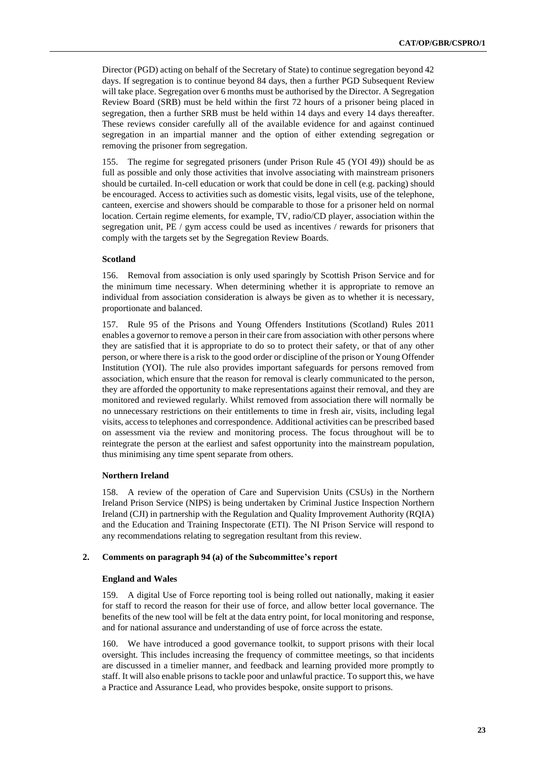Director (PGD) acting on behalf of the Secretary of State) to continue segregation beyond 42 days. If segregation is to continue beyond 84 days, then a further PGD Subsequent Review will take place. Segregation over 6 months must be authorised by the Director. A Segregation Review Board (SRB) must be held within the first 72 hours of a prisoner being placed in segregation, then a further SRB must be held within 14 days and every 14 days thereafter. These reviews consider carefully all of the available evidence for and against continued segregation in an impartial manner and the option of either extending segregation or removing the prisoner from segregation.

155. The regime for segregated prisoners (under Prison Rule 45 (YOI 49)) should be as full as possible and only those activities that involve associating with mainstream prisoners should be curtailed. In-cell education or work that could be done in cell (e.g. packing) should be encouraged. Access to activities such as domestic visits, legal visits, use of the telephone, canteen, exercise and showers should be comparable to those for a prisoner held on normal location. Certain regime elements, for example, TV, radio/CD player, association within the segregation unit, PE / gym access could be used as incentives / rewards for prisoners that comply with the targets set by the Segregation Review Boards.

**Scotland**

156. Removal from association is only used sparingly by Scottish Prison Service and for the minimum time necessary. When determining whether it is appropriate to remove an individual from association consideration is always be given as to whether it is necessary, proportionate and balanced.

157. Rule 95 of the Prisons and Young Offenders Institutions (Scotland) Rules 2011 enables a governor to remove a person in their care from association with other persons where they are satisfied that it is appropriate to do so to protect their safety, or that of any other person, or where there is a risk to the good order or discipline of the prison or Young Offender Institution (YOI). The rule also provides important safeguards for persons removed from association, which ensure that the reason for removal is clearly communicated to the person, they are afforded the opportunity to make representations against their removal, and they are monitored and reviewed regularly. Whilst removed from association there will normally be no unnecessary restrictions on their entitlements to time in fresh air, visits, including legal visits, access to telephones and correspondence. Additional activities can be prescribed based on assessment via the review and monitoring process. The focus throughout will be to reintegrate the person at the earliest and safest opportunity into the mainstream population, thus minimising any time spent separate from others.

**Northern Ireland**

158. A review of the operation of Care and Supervision Units (CSUs) in the Northern Ireland Prison Service (NIPS) is being undertaken by Criminal Justice Inspection Northern Ireland (CJI) in partnership with the Regulation and Quality Improvement Authority (RQIA) and the Education and Training Inspectorate (ETI). The NI Prison Service will respond to any recommendations relating to segregation resultant from this review.

### 2. Comments on paragraph 94 (a) of the Subcommittee's report

**England and Wales**

159. A digital Use of Force reporting tool is being rolled out nationally, making it easier for staff to record the reason for their use of force, and allow better local governance. The benefits of the new tool will be felt at the data entry point, for local monitoring and response, and for national assurance and understanding of use of force across the estate.

160. We have introduced a good governance toolkit, to support prisons with their local oversight. This includes increasing the frequency of committee meetings, so that incidents are discussed in a timelier manner, and feedback and learning provided more promptly to staff. It will also enable prisons to tackle poor and unlawful practice. To support this, we have a Practice and Assurance Lead, who provides bespoke, onsite support to prisons.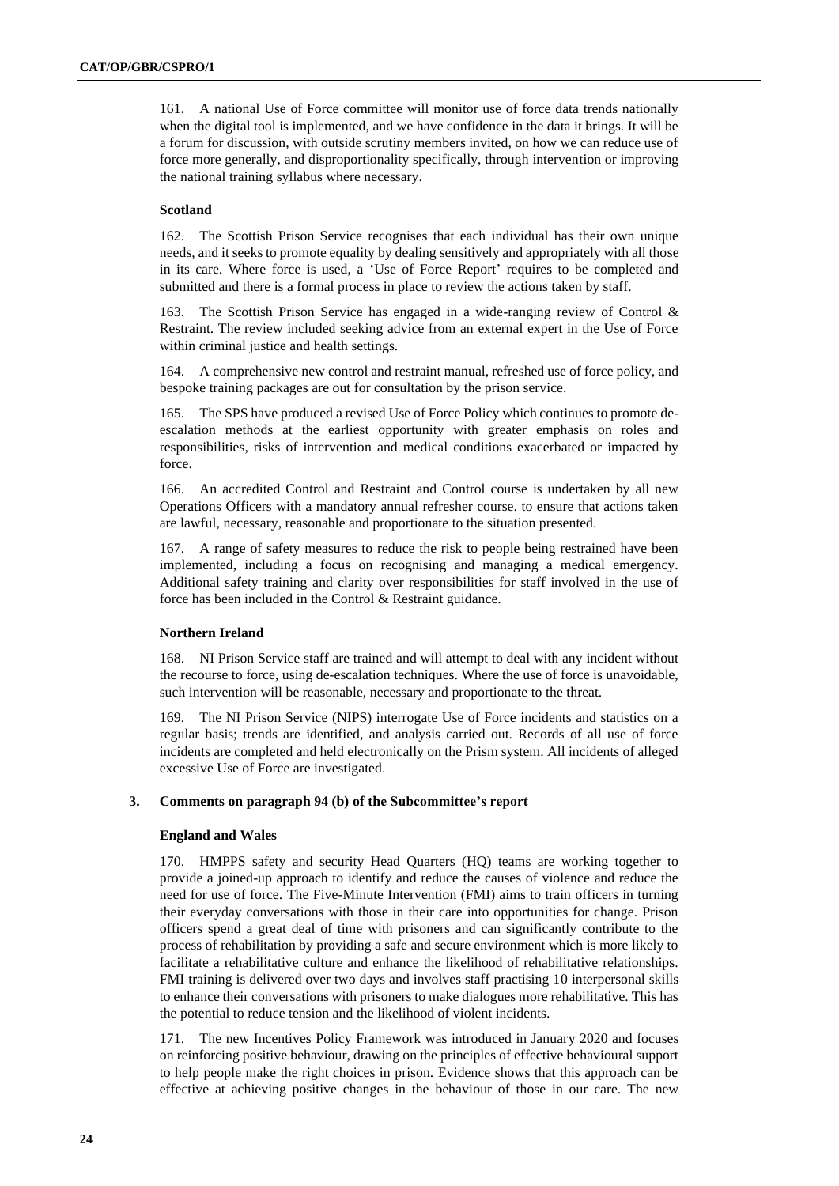161. A national Use of Force committee will monitor use of force data trends nationally when the digital tool is implemented, and we have confidence in the data it brings. It will be a forum for discussion, with outside scrutiny members invited, on how we can reduce use of force more generally, and disproportionality specifically, through intervention or improving the national training syllabus where necessary.

**Scotland**

162. The Scottish Prison Service recognises that each individual has their own unique needs, and it seeks to promote equality by dealing sensitively and appropriately with all those in its care. Where force is used, a 'Use of Force Report' requires to be completed and submitted and there is a formal process in place to review the actions taken by staff.

163. The Scottish Prison Service has engaged in a wide-ranging review of Control & Restraint. The review included seeking advice from an external expert in the Use of Force within criminal justice and health settings.

164. A comprehensive new control and restraint manual, refreshed use of force policy, and bespoke training packages are out for consultation by the prison service.

165. The SPS have produced a revised Use of Force Policy which continues to promote de-escalation methods at the earliest opportunity with greater emphasis on roles and responsibilities, risks of intervention and medical conditions exacerbated or impacted by force.

166. An accredited Control and Restraint and Control course is undertaken by all new Operations Officers with a mandatory annual refresher course. to ensure that actions taken are lawful, necessary, reasonable and proportionate to the situation presented.

167. A range of safety measures to reduce the risk to people being restrained have been implemented, including a focus on recognising and managing a medical emergency. Additional safety training and clarity over responsibilities for staff involved in the use of force has been included in the Control & Restraint guidance.

**Northern Ireland**

168. NI Prison Service staff are trained and will attempt to deal with any incident without the recourse to force, using de-escalation techniques. Where the use of force is unavoidable, such intervention will be reasonable, necessary and proportionate to the threat.

169. The NI Prison Service (NIPS) interrogate Use of Force incidents and statistics on a regular basis; trends are identified, and analysis carried out. Records of all use of force incidents are completed and held electronically on the Prism system. All incidents of alleged excessive Use of Force are investigated.

### 3. Comments on paragraph 94 (b) of the Subcommittee's report

**England and Wales**

170. HMPPS safety and security Head Quarters (HQ) teams are working together to provide a joined-up approach to identify and reduce the causes of violence and reduce the need for use of force. The Five-Minute Intervention (FMI) aims to train officers in turning their everyday conversations with those in their care into opportunities for change. Prison officers spend a great deal of time with prisoners and can significantly contribute to the process of rehabilitation by providing a safe and secure environment which is more likely to facilitate a rehabilitative culture and enhance the likelihood of rehabilitative relationships. FMI training is delivered over two days and involves staff practising 10 interpersonal skills to enhance their conversations with prisoners to make dialogues more rehabilitative. This has the potential to reduce tension and the likelihood of violent incidents.

171. The new Incentives Policy Framework was introduced in January 2020 and focuses on reinforcing positive behaviour, drawing on the principles of effective behavioural support to help people make the right choices in prison. Evidence shows that this approach can be effective at achieving positive changes in the behaviour of those in our care. The new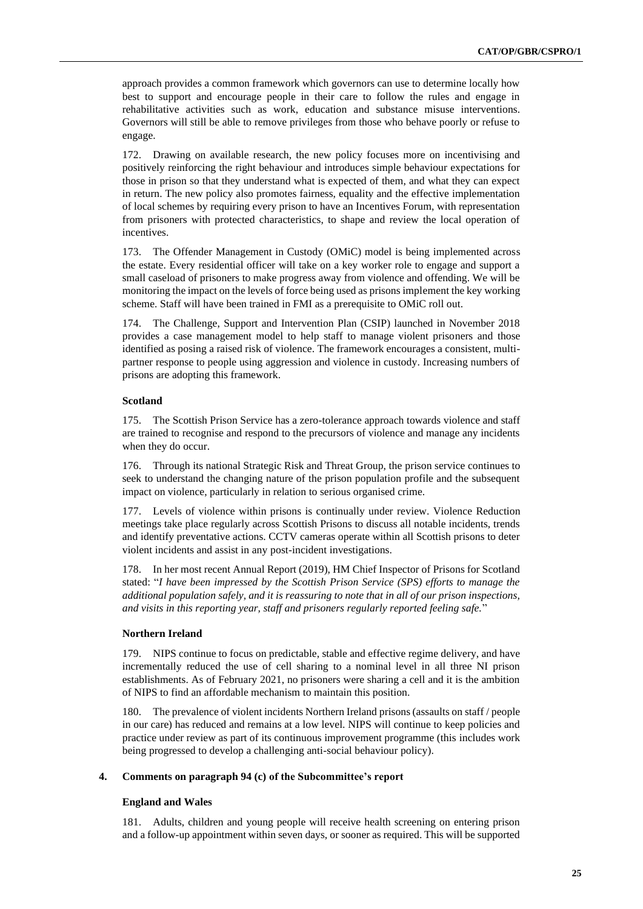approach provides a common framework which governors can use to determine locally how best to support and encourage people in their care to follow the rules and engage in rehabilitative activities such as work, education and substance misuse interventions. Governors will still be able to remove privileges from those who behave poorly or refuse to engage.

172. Drawing on available research, the new policy focuses more on incentivising and positively reinforcing the right behaviour and introduces simple behaviour expectations for those in prison so that they understand what is expected of them, and what they can expect in return. The new policy also promotes fairness, equality and the effective implementation of local schemes by requiring every prison to have an Incentives Forum, with representation from prisoners with protected characteristics, to shape and review the local operation of incentives.

173. The Offender Management in Custody (OMiC) model is being implemented across the estate. Every residential officer will take on a key worker role to engage and support a small caseload of prisoners to make progress away from violence and offending. We will be monitoring the impact on the levels of force being used as prisons implement the key working scheme. Staff will have been trained in FMI as a prerequisite to OMiC roll out.

174. The Challenge, Support and Intervention Plan (CSIP) launched in November 2018 provides a case management model to help staff to manage violent prisoners and those identified as posing a raised risk of violence. The framework encourages a consistent, multi-partner response to people using aggression and violence in custody. Increasing numbers of prisons are adopting this framework.

**Scotland**

175. The Scottish Prison Service has a zero-tolerance approach towards violence and staff are trained to recognise and respond to the precursors of violence and manage any incidents when they do occur.

176. Through its national Strategic Risk and Threat Group, the prison service continues to seek to understand the changing nature of the prison population profile and the subsequent impact on violence, particularly in relation to serious organised crime.

177. Levels of violence within prisons is continually under review. Violence Reduction meetings take place regularly across Scottish Prisons to discuss all notable incidents, trends and identify preventative actions. CCTV cameras operate within all Scottish prisons to deter violent incidents and assist in any post-incident investigations.

178. In her most recent Annual Report (2019), HM Chief Inspector of Prisons for Scotland stated: "*I have been impressed by the Scottish Prison Service (SPS) efforts to manage the additional population safely, and it is reassuring to note that in all of our prison inspections, and visits in this reporting year, staff and prisoners regularly reported feeling safe.*"

**Northern Ireland**

179. NIPS continue to focus on predictable, stable and effective regime delivery, and have incrementally reduced the use of cell sharing to a nominal level in all three NI prison establishments. As of February 2021, no prisoners were sharing a cell and it is the ambition of NIPS to find an affordable mechanism to maintain this position.

180. The prevalence of violent incidents Northern Ireland prisons (assaults on staff / people in our care) has reduced and remains at a low level. NIPS will continue to keep policies and practice under review as part of its continuous improvement programme (this includes work being progressed to develop a challenging anti-social behaviour policy).

### 4. Comments on paragraph 94 (c) of the Subcommittee's report

**England and Wales**

181. Adults, children and young people will receive health screening on entering prison and a follow-up appointment within seven days, or sooner as required. This will be supported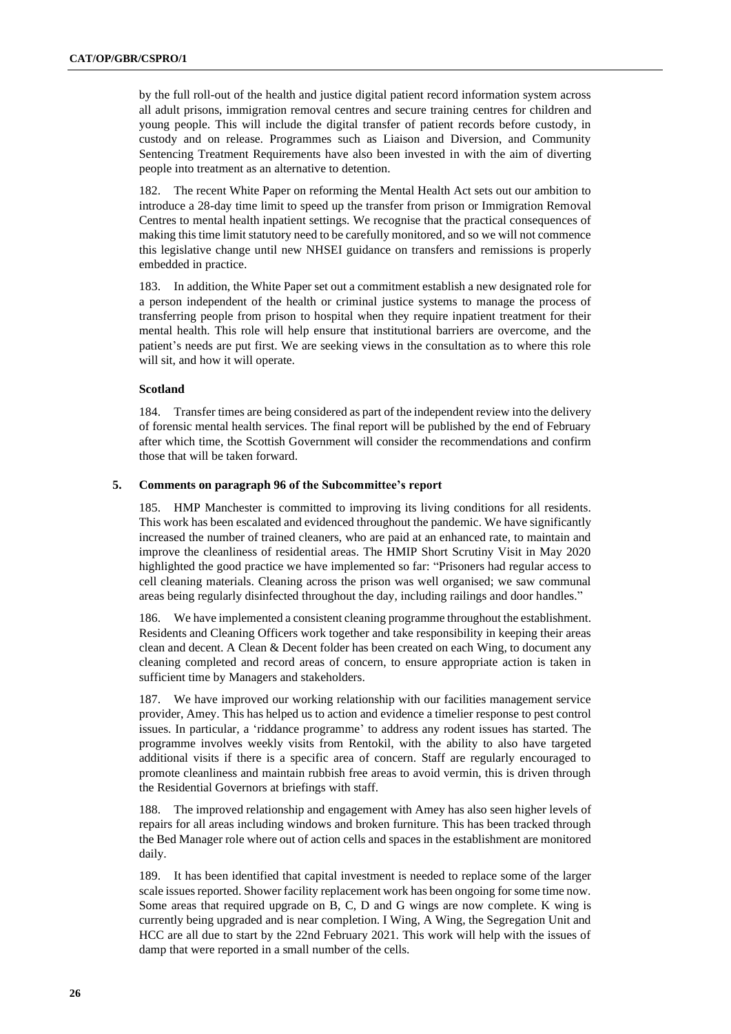by the full roll-out of the health and justice digital patient record information system across all adult prisons, immigration removal centres and secure training centres for children and young people. This will include the digital transfer of patient records before custody, in custody and on release. Programmes such as Liaison and Diversion, and Community Sentencing Treatment Requirements have also been invested in with the aim of diverting people into treatment as an alternative to detention.

182. The recent White Paper on reforming the Mental Health Act sets out our ambition to introduce a 28-day time limit to speed up the transfer from prison or Immigration Removal Centres to mental health inpatient settings. We recognise that the practical consequences of making this time limit statutory need to be carefully monitored, and so we will not commence this legislative change until new NHSEI guidance on transfers and remissions is properly embedded in practice.

183. In addition, the White Paper set out a commitment establish a new designated role for a person independent of the health or criminal justice systems to manage the process of transferring people from prison to hospital when they require inpatient treatment for their mental health. This role will help ensure that institutional barriers are overcome, and the patient's needs are put first. We are seeking views in the consultation as to where this role will sit, and how it will operate.

**Scotland**

184. Transfer times are being considered as part of the independent review into the delivery of forensic mental health services. The final report will be published by the end of February after which time, the Scottish Government will consider the recommendations and confirm those that will be taken forward.

## 5. Comments on paragraph 96 of the Subcommittee's report

185. HMP Manchester is committed to improving its living conditions for all residents. This work has been escalated and evidenced throughout the pandemic. We have significantly increased the number of trained cleaners, who are paid at an enhanced rate, to maintain and improve the cleanliness of residential areas. The HMIP Short Scrutiny Visit in May 2020 highlighted the good practice we have implemented so far: "Prisoners had regular access to cell cleaning materials. Cleaning across the prison was well organised; we saw communal areas being regularly disinfected throughout the day, including railings and door handles."

186. We have implemented a consistent cleaning programme throughout the establishment. Residents and Cleaning Officers work together and take responsibility in keeping their areas clean and decent. A Clean & Decent folder has been created on each Wing, to document any cleaning completed and record areas of concern, to ensure appropriate action is taken in sufficient time by Managers and stakeholders.

187. We have improved our working relationship with our facilities management service provider, Amey. This has helped us to action and evidence a timelier response to pest control issues. In particular, a 'riddance programme' to address any rodent issues has started. The programme involves weekly visits from Rentokil, with the ability to also have targeted additional visits if there is a specific area of concern. Staff are regularly encouraged to promote cleanliness and maintain rubbish free areas to avoid vermin, this is driven through the Residential Governors at briefings with staff.

188. The improved relationship and engagement with Amey has also seen higher levels of repairs for all areas including windows and broken furniture. This has been tracked through the Bed Manager role where out of action cells and spaces in the establishment are monitored daily.

189. It has been identified that capital investment is needed to replace some of the larger scale issues reported. Shower facility replacement work has been ongoing for some time now. Some areas that required upgrade on B, C, D and G wings are now complete. K wing is currently being upgraded and is near completion. I Wing, A Wing, the Segregation Unit and HCC are all due to start by the 22nd February 2021. This work will help with the issues of damp that were reported in a small number of the cells.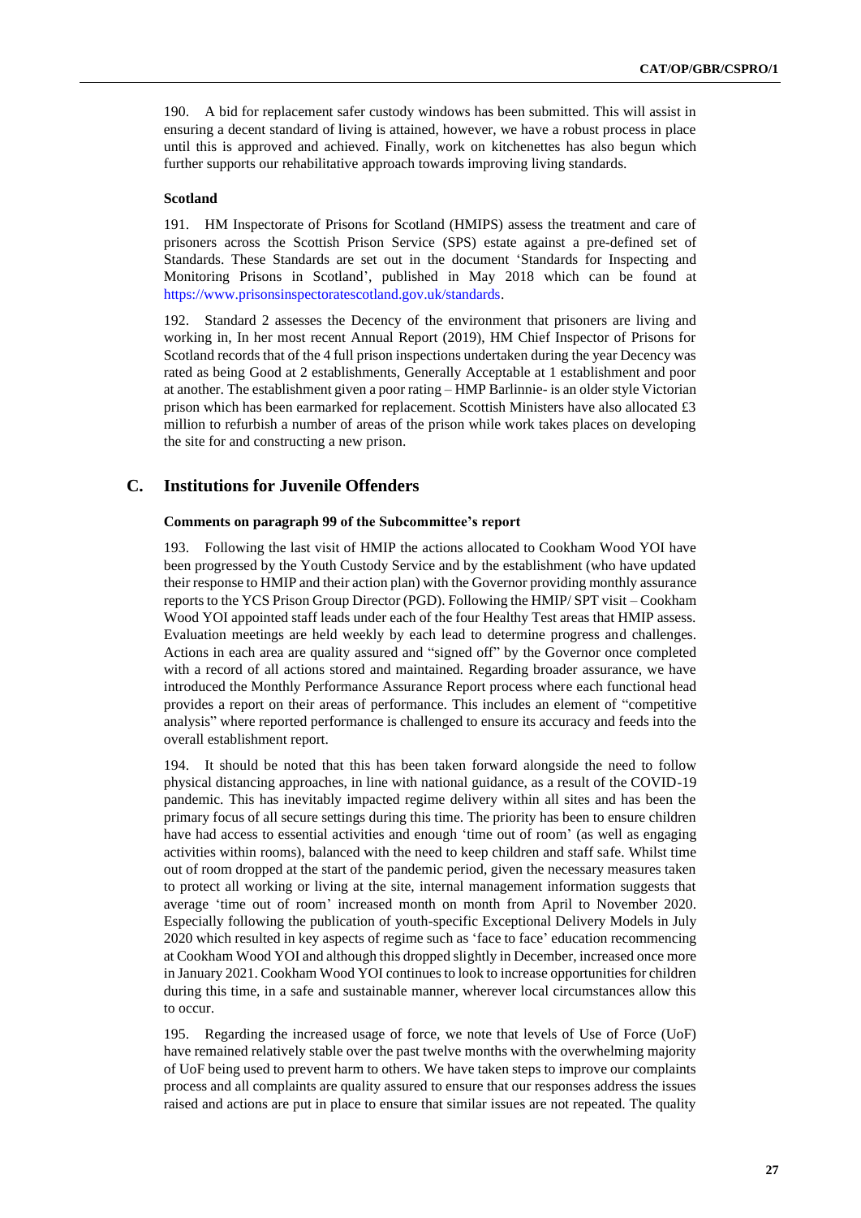190. A bid for replacement safer custody windows has been submitted. This will assist in ensuring a decent standard of living is attained, however, we have a robust process in place until this is approved and achieved. Finally, work on kitchenettes has also begun which further supports our rehabilitative approach towards improving living standards.

**Scotland**

191. HM Inspectorate of Prisons for Scotland (HMIPS) assess the treatment and care of prisoners across the Scottish Prison Service (SPS) estate against a pre-defined set of Standards. These Standards are set out in the document 'Standards for Inspecting and Monitoring Prisons in Scotland', published in May 2018 which can be found at https://www.prisonsinspectoratescotland.gov.uk/standards.

192. Standard 2 assesses the Decency of the environment that prisoners are living and working in, In her most recent Annual Report (2019), HM Chief Inspector of Prisons for Scotland records that of the 4 full prison inspections undertaken during the year Decency was rated as being Good at 2 establishments, Generally Acceptable at 1 establishment and poor at another. The establishment given a poor rating – HMP Barlinnie- is an older style Victorian prison which has been earmarked for replacement. Scottish Ministers have also allocated £3 million to refurbish a number of areas of the prison while work takes places on developing the site for and constructing a new prison.

## C. Institutions for Juvenile Offenders

**Comments on paragraph 99 of the Subcommittee's report**

193. Following the last visit of HMIP the actions allocated to Cookham Wood YOI have been progressed by the Youth Custody Service and by the establishment (who have updated their response to HMIP and their action plan) with the Governor providing monthly assurance reports to the YCS Prison Group Director (PGD). Following the HMIP/ SPT visit – Cookham Wood YOI appointed staff leads under each of the four Healthy Test areas that HMIP assess. Evaluation meetings are held weekly by each lead to determine progress and challenges. Actions in each area are quality assured and "signed off" by the Governor once completed with a record of all actions stored and maintained. Regarding broader assurance, we have introduced the Monthly Performance Assurance Report process where each functional head provides a report on their areas of performance. This includes an element of "competitive analysis" where reported performance is challenged to ensure its accuracy and feeds into the overall establishment report.

194. It should be noted that this has been taken forward alongside the need to follow physical distancing approaches, in line with national guidance, as a result of the COVID-19 pandemic. This has inevitably impacted regime delivery within all sites and has been the primary focus of all secure settings during this time. The priority has been to ensure children have had access to essential activities and enough 'time out of room' (as well as engaging activities within rooms), balanced with the need to keep children and staff safe. Whilst time out of room dropped at the start of the pandemic period, given the necessary measures taken to protect all working or living at the site, internal management information suggests that average 'time out of room' increased month on month from April to November 2020. Especially following the publication of youth-specific Exceptional Delivery Models in July 2020 which resulted in key aspects of regime such as 'face to face' education recommencing at Cookham Wood YOI and although this dropped slightly in December, increased once more in January 2021. Cookham Wood YOI continues to look to increase opportunities for children during this time, in a safe and sustainable manner, wherever local circumstances allow this to occur.

195. Regarding the increased usage of force, we note that levels of Use of Force (UoF) have remained relatively stable over the past twelve months with the overwhelming majority of UoF being used to prevent harm to others. We have taken steps to improve our complaints process and all complaints are quality assured to ensure that our responses address the issues raised and actions are put in place to ensure that similar issues are not repeated. The quality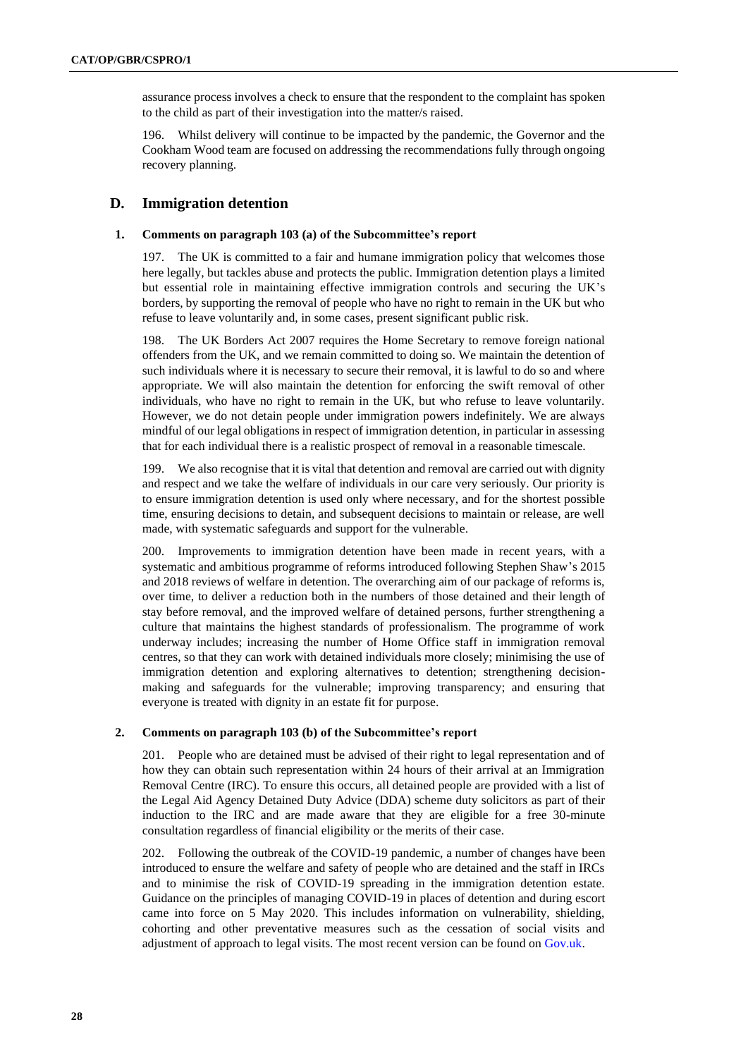assurance process involves a check to ensure that the respondent to the complaint has spoken to the child as part of their investigation into the matter/s raised.

196. Whilst delivery will continue to be impacted by the pandemic, the Governor and the Cookham Wood team are focused on addressing the recommendations fully through ongoing recovery planning.

## D. Immigration detention

### 1. Comments on paragraph 103 (a) of the Subcommittee's report

197. The UK is committed to a fair and humane immigration policy that welcomes those here legally, but tackles abuse and protects the public. Immigration detention plays a limited but essential role in maintaining effective immigration controls and securing the UK's borders, by supporting the removal of people who have no right to remain in the UK but who refuse to leave voluntarily and, in some cases, present significant public risk.

198. The UK Borders Act 2007 requires the Home Secretary to remove foreign national offenders from the UK, and we remain committed to doing so. We maintain the detention of such individuals where it is necessary to secure their removal, it is lawful to do so and where appropriate. We will also maintain the detention for enforcing the swift removal of other individuals, who have no right to remain in the UK, but who refuse to leave voluntarily. However, we do not detain people under immigration powers indefinitely. We are always mindful of our legal obligations in respect of immigration detention, in particular in assessing that for each individual there is a realistic prospect of removal in a reasonable timescale.

199. We also recognise that it is vital that detention and removal are carried out with dignity and respect and we take the welfare of individuals in our care very seriously. Our priority is to ensure immigration detention is used only where necessary, and for the shortest possible time, ensuring decisions to detain, and subsequent decisions to maintain or release, are well made, with systematic safeguards and support for the vulnerable.

200. Improvements to immigration detention have been made in recent years, with a systematic and ambitious programme of reforms introduced following Stephen Shaw's 2015 and 2018 reviews of welfare in detention. The overarching aim of our package of reforms is, over time, to deliver a reduction both in the numbers of those detained and their length of stay before removal, and the improved welfare of detained persons, further strengthening a culture that maintains the highest standards of professionalism. The programme of work underway includes; increasing the number of Home Office staff in immigration removal centres, so that they can work with detained individuals more closely; minimising the use of immigration detention and exploring alternatives to detention; strengthening decision-making and safeguards for the vulnerable; improving transparency; and ensuring that everyone is treated with dignity in an estate fit for purpose.

### 2. Comments on paragraph 103 (b) of the Subcommittee's report

201. People who are detained must be advised of their right to legal representation and of how they can obtain such representation within 24 hours of their arrival at an Immigration Removal Centre (IRC). To ensure this occurs, all detained people are provided with a list of the Legal Aid Agency Detained Duty Advice (DDA) scheme duty solicitors as part of their induction to the IRC and are made aware that they are eligible for a free 30-minute consultation regardless of financial eligibility or the merits of their case.

202. Following the outbreak of the COVID-19 pandemic, a number of changes have been introduced to ensure the welfare and safety of people who are detained and the staff in IRCs and to minimise the risk of COVID-19 spreading in the immigration detention estate. Guidance on the principles of managing COVID-19 in places of detention and during escort came into force on 5 May 2020. This includes information on vulnerability, shielding, cohorting and other preventative measures such as the cessation of social visits and adjustment of approach to legal visits. The most recent version can be found on Gov.uk.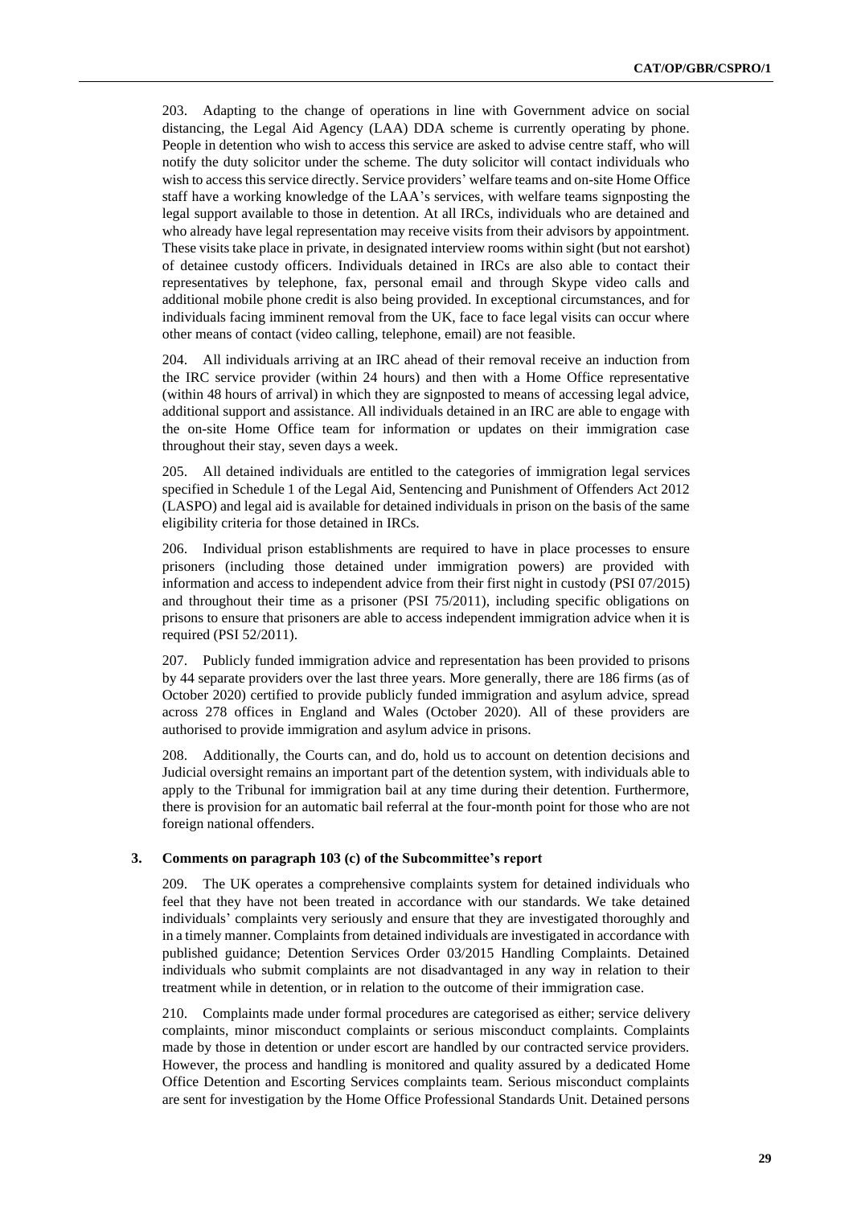203. Adapting to the change of operations in line with Government advice on social distancing, the Legal Aid Agency (LAA) DDA scheme is currently operating by phone. People in detention who wish to access this service are asked to advise centre staff, who will notify the duty solicitor under the scheme. The duty solicitor will contact individuals who wish to access this service directly. Service providers' welfare teams and on-site Home Office staff have a working knowledge of the LAA's services, with welfare teams signposting the legal support available to those in detention. At all IRCs, individuals who are detained and who already have legal representation may receive visits from their advisors by appointment. These visits take place in private, in designated interview rooms within sight (but not earshot) of detainee custody officers. Individuals detained in IRCs are also able to contact their representatives by telephone, fax, personal email and through Skype video calls and additional mobile phone credit is also being provided. In exceptional circumstances, and for individuals facing imminent removal from the UK, face to face legal visits can occur where other means of contact (video calling, telephone, email) are not feasible.

204. All individuals arriving at an IRC ahead of their removal receive an induction from the IRC service provider (within 24 hours) and then with a Home Office representative (within 48 hours of arrival) in which they are signposted to means of accessing legal advice, additional support and assistance. All individuals detained in an IRC are able to engage with the on-site Home Office team for information or updates on their immigration case throughout their stay, seven days a week.

205. All detained individuals are entitled to the categories of immigration legal services specified in Schedule 1 of the Legal Aid, Sentencing and Punishment of Offenders Act 2012 (LASPO) and legal aid is available for detained individuals in prison on the basis of the same eligibility criteria for those detained in IRCs.

206. Individual prison establishments are required to have in place processes to ensure prisoners (including those detained under immigration powers) are provided with information and access to independent advice from their first night in custody (PSI 07/2015) and throughout their time as a prisoner (PSI 75/2011), including specific obligations on prisons to ensure that prisoners are able to access independent immigration advice when it is required (PSI 52/2011).

207. Publicly funded immigration advice and representation has been provided to prisons by 44 separate providers over the last three years. More generally, there are 186 firms (as of October 2020) certified to provide publicly funded immigration and asylum advice, spread across 278 offices in England and Wales (October 2020). All of these providers are authorised to provide immigration and asylum advice in prisons.

208. Additionally, the Courts can, and do, hold us to account on detention decisions and Judicial oversight remains an important part of the detention system, with individuals able to apply to the Tribunal for immigration bail at any time during their detention. Furthermore, there is provision for an automatic bail referral at the four-month point for those who are not foreign national offenders.

### 3. Comments on paragraph 103 (c) of the Subcommittee's report

209. The UK operates a comprehensive complaints system for detained individuals who feel that they have not been treated in accordance with our standards. We take detained individuals' complaints very seriously and ensure that they are investigated thoroughly and in a timely manner. Complaints from detained individuals are investigated in accordance with published guidance; Detention Services Order 03/2015 Handling Complaints. Detained individuals who submit complaints are not disadvantaged in any way in relation to their treatment while in detention, or in relation to the outcome of their immigration case.

210. Complaints made under formal procedures are categorised as either; service delivery complaints, minor misconduct complaints or serious misconduct complaints. Complaints made by those in detention or under escort are handled by our contracted service providers. However, the process and handling is monitored and quality assured by a dedicated Home Office Detention and Escorting Services complaints team. Serious misconduct complaints are sent for investigation by the Home Office Professional Standards Unit. Detained persons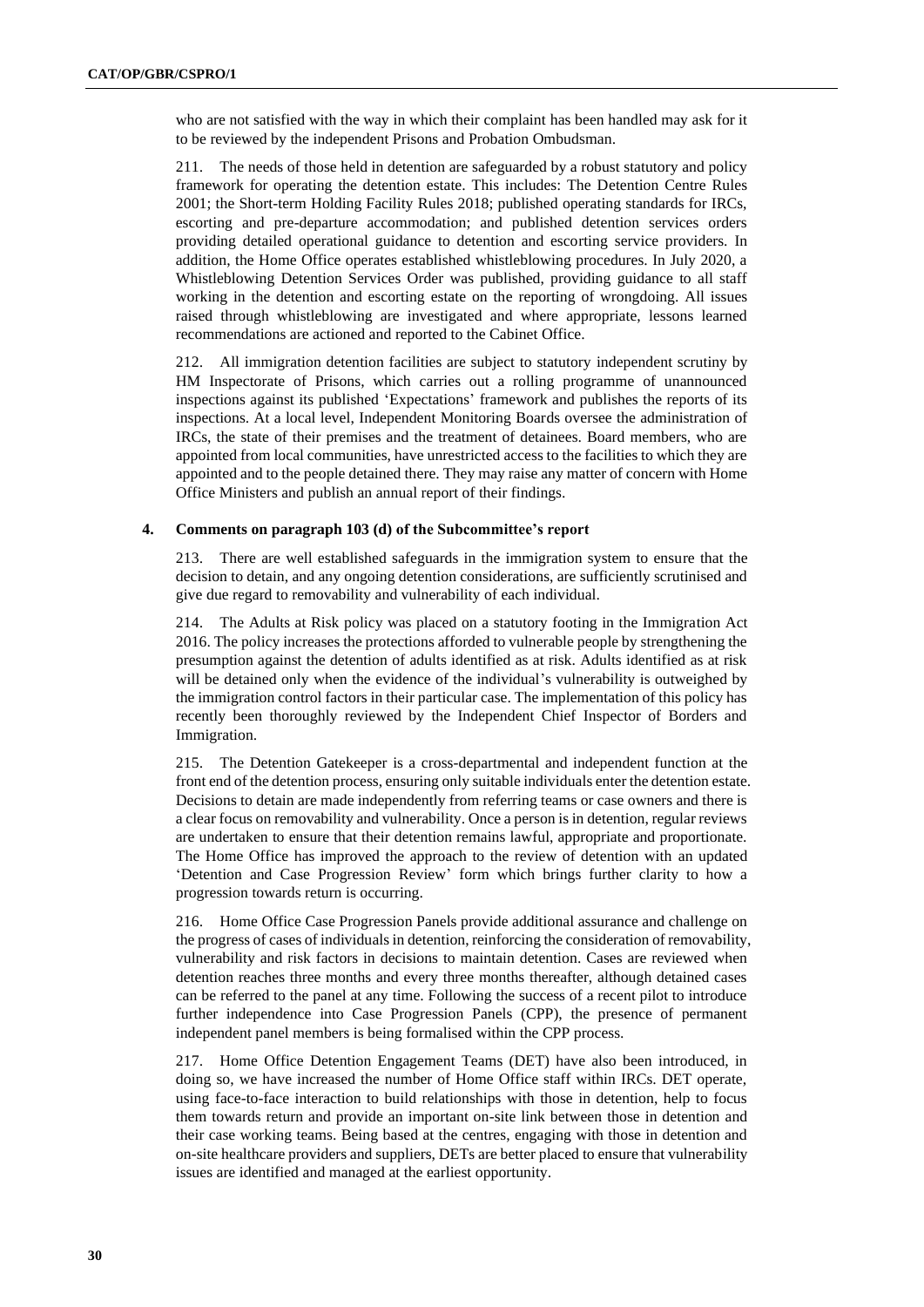who are not satisfied with the way in which their complaint has been handled may ask for it to be reviewed by the independent Prisons and Probation Ombudsman.

211. The needs of those held in detention are safeguarded by a robust statutory and policy framework for operating the detention estate. This includes: The Detention Centre Rules 2001; the Short-term Holding Facility Rules 2018; published operating standards for IRCs, escorting and pre-departure accommodation; and published detention services orders providing detailed operational guidance to detention and escorting service providers. In addition, the Home Office operates established whistleblowing procedures. In July 2020, a Whistleblowing Detention Services Order was published, providing guidance to all staff working in the detention and escorting estate on the reporting of wrongdoing. All issues raised through whistleblowing are investigated and where appropriate, lessons learned recommendations are actioned and reported to the Cabinet Office.

212. All immigration detention facilities are subject to statutory independent scrutiny by HM Inspectorate of Prisons, which carries out a rolling programme of unannounced inspections against its published 'Expectations' framework and publishes the reports of its inspections. At a local level, Independent Monitoring Boards oversee the administration of IRCs, the state of their premises and the treatment of detainees. Board members, who are appointed from local communities, have unrestricted access to the facilities to which they are appointed and to the people detained there. They may raise any matter of concern with Home Office Ministers and publish an annual report of their findings.

### 4. Comments on paragraph 103 (d) of the Subcommittee's report

213. There are well established safeguards in the immigration system to ensure that the decision to detain, and any ongoing detention considerations, are sufficiently scrutinised and give due regard to removability and vulnerability of each individual.

214. The Adults at Risk policy was placed on a statutory footing in the Immigration Act 2016. The policy increases the protections afforded to vulnerable people by strengthening the presumption against the detention of adults identified as at risk. Adults identified as at risk will be detained only when the evidence of the individual's vulnerability is outweighed by the immigration control factors in their particular case. The implementation of this policy has recently been thoroughly reviewed by the Independent Chief Inspector of Borders and Immigration.

215. The Detention Gatekeeper is a cross-departmental and independent function at the front end of the detention process, ensuring only suitable individuals enter the detention estate. Decisions to detain are made independently from referring teams or case owners and there is a clear focus on removability and vulnerability. Once a person is in detention, regular reviews are undertaken to ensure that their detention remains lawful, appropriate and proportionate. The Home Office has improved the approach to the review of detention with an updated 'Detention and Case Progression Review' form which brings further clarity to how a progression towards return is occurring.

216. Home Office Case Progression Panels provide additional assurance and challenge on the progress of cases of individuals in detention, reinforcing the consideration of removability, vulnerability and risk factors in decisions to maintain detention. Cases are reviewed when detention reaches three months and every three months thereafter, although detained cases can be referred to the panel at any time. Following the success of a recent pilot to introduce further independence into Case Progression Panels (CPP), the presence of permanent independent panel members is being formalised within the CPP process.

217. Home Office Detention Engagement Teams (DET) have also been introduced, in doing so, we have increased the number of Home Office staff within IRCs. DET operate, using face-to-face interaction to build relationships with those in detention, help to focus them towards return and provide an important on-site link between those in detention and their case working teams. Being based at the centres, engaging with those in detention and on-site healthcare providers and suppliers, DETs are better placed to ensure that vulnerability issues are identified and managed at the earliest opportunity.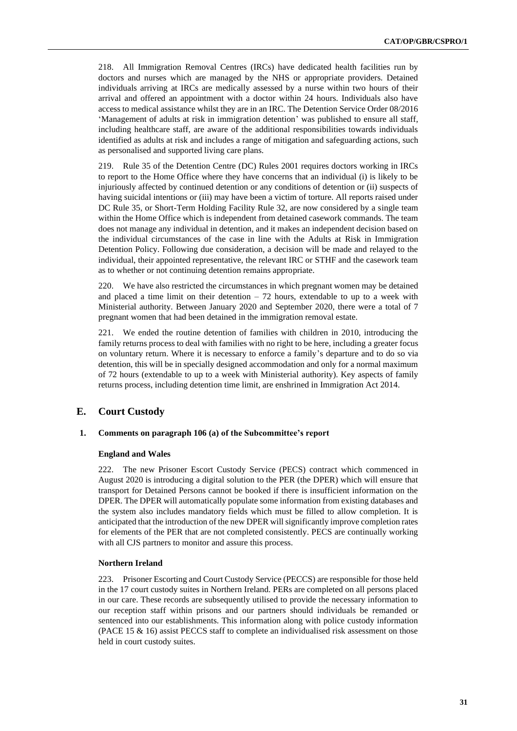218. All Immigration Removal Centres (IRCs) have dedicated health facilities run by doctors and nurses which are managed by the NHS or appropriate providers. Detained individuals arriving at IRCs are medically assessed by a nurse within two hours of their arrival and offered an appointment with a doctor within 24 hours. Individuals also have access to medical assistance whilst they are in an IRC. The Detention Service Order 08/2016 'Management of adults at risk in immigration detention' was published to ensure all staff, including healthcare staff, are aware of the additional responsibilities towards individuals identified as adults at risk and includes a range of mitigation and safeguarding actions, such as personalised and supported living care plans.

219. Rule 35 of the Detention Centre (DC) Rules 2001 requires doctors working in IRCs to report to the Home Office where they have concerns that an individual (i) is likely to be injuriously affected by continued detention or any conditions of detention or (ii) suspects of having suicidal intentions or (iii) may have been a victim of torture. All reports raised under DC Rule 35, or Short-Term Holding Facility Rule 32, are now considered by a single team within the Home Office which is independent from detained casework commands. The team does not manage any individual in detention, and it makes an independent decision based on the individual circumstances of the case in line with the Adults at Risk in Immigration Detention Policy. Following due consideration, a decision will be made and relayed to the individual, their appointed representative, the relevant IRC or STHF and the casework team as to whether or not continuing detention remains appropriate.

220. We have also restricted the circumstances in which pregnant women may be detained and placed a time limit on their detention – 72 hours, extendable to up to a week with Ministerial authority. Between January 2020 and September 2020, there were a total of 7 pregnant women that had been detained in the immigration removal estate.

221. We ended the routine detention of families with children in 2010, introducing the family returns process to deal with families with no right to be here, including a greater focus on voluntary return. Where it is necessary to enforce a family's departure and to do so via detention, this will be in specially designed accommodation and only for a normal maximum of 72 hours (extendable to up to a week with Ministerial authority). Key aspects of family returns process, including detention time limit, are enshrined in Immigration Act 2014.

## E. Court Custody

### 1. Comments on paragraph 106 (a) of the Subcommittee's report

#### England and Wales

222. The new Prisoner Escort Custody Service (PECS) contract which commenced in August 2020 is introducing a digital solution to the PER (the DPER) which will ensure that transport for Detained Persons cannot be booked if there is insufficient information on the DPER. The DPER will automatically populate some information from existing databases and the system also includes mandatory fields which must be filled to allow completion. It is anticipated that the introduction of the new DPER will significantly improve completion rates for elements of the PER that are not completed consistently. PECS are continually working with all CJS partners to monitor and assure this process.

#### Northern Ireland

223. Prisoner Escorting and Court Custody Service (PECCS) are responsible for those held in the 17 court custody suites in Northern Ireland. PERs are completed on all persons placed in our care. These records are subsequently utilised to provide the necessary information to our reception staff within prisons and our partners should individuals be remanded or sentenced into our establishments. This information along with police custody information (PACE 15 & 16) assist PECCS staff to complete an individualised risk assessment on those held in court custody suites.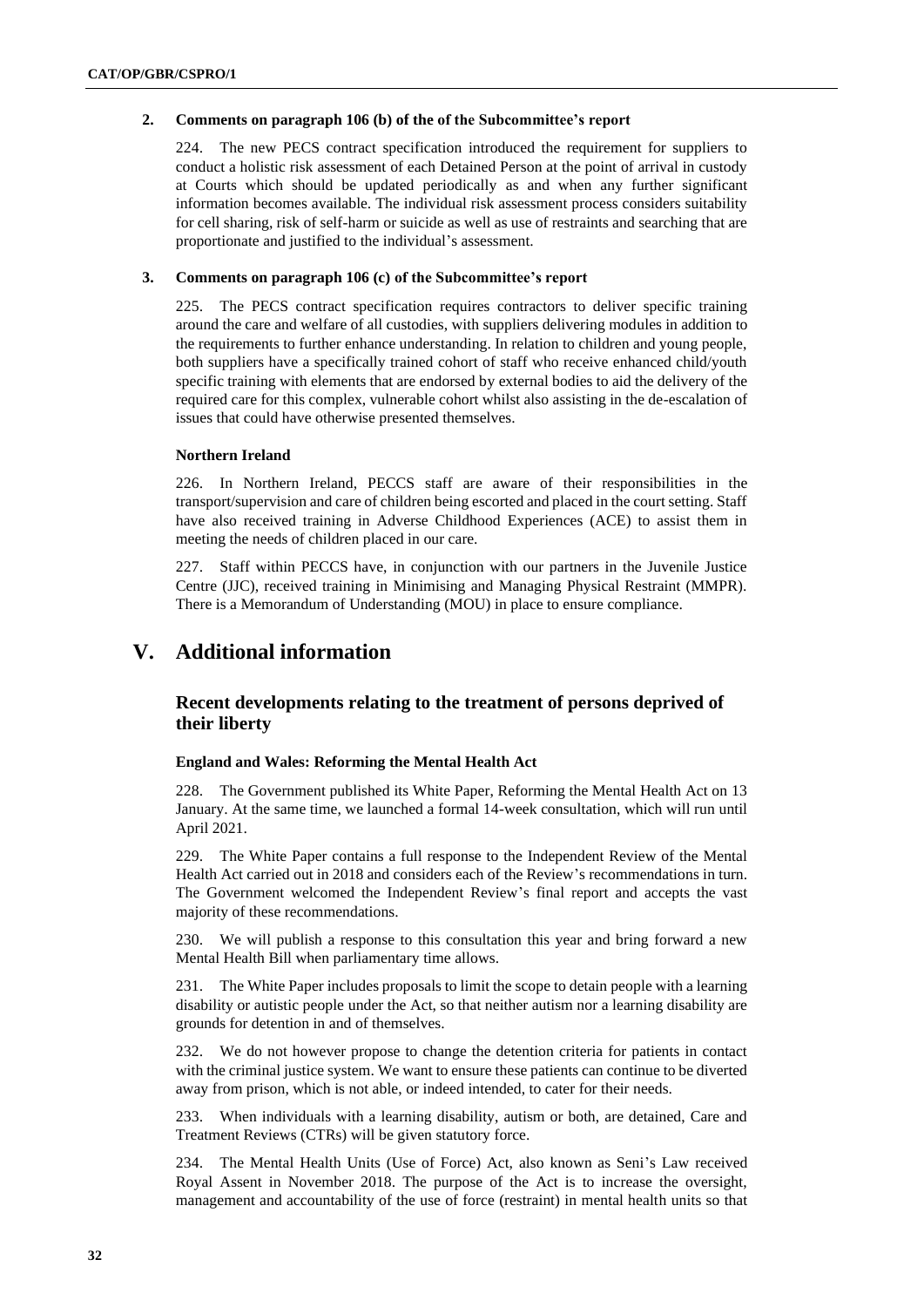### 2. Comments on paragraph 106 (b) of the of the Subcommittee's report

224. The new PECS contract specification introduced the requirement for suppliers to conduct a holistic risk assessment of each Detained Person at the point of arrival in custody at Courts which should be updated periodically as and when any further significant information becomes available. The individual risk assessment process considers suitability for cell sharing, risk of self-harm or suicide as well as use of restraints and searching that are proportionate and justified to the individual's assessment.

### 3. Comments on paragraph 106 (c) of the Subcommittee's report

225. The PECS contract specification requires contractors to deliver specific training around the care and welfare of all custodies, with suppliers delivering modules in addition to the requirements to further enhance understanding. In relation to children and young people, both suppliers have a specifically trained cohort of staff who receive enhanced child/youth specific training with elements that are endorsed by external bodies to aid the delivery of the required care for this complex, vulnerable cohort whilst also assisting in the de-escalation of issues that could have otherwise presented themselves.

#### Northern Ireland

226. In Northern Ireland, PECCS staff are aware of their responsibilities in the transport/supervision and care of children being escorted and placed in the court setting. Staff have also received training in Adverse Childhood Experiences (ACE) to assist them in meeting the needs of children placed in our care.

227. Staff within PECCS have, in conjunction with our partners in the Juvenile Justice Centre (JJC), received training in Minimising and Managing Physical Restraint (MMPR). There is a Memorandum of Understanding (MOU) in place to ensure compliance.

# V. Additional information

## Recent developments relating to the treatment of persons deprived of their liberty

#### England and Wales: Reforming the Mental Health Act

228. The Government published its White Paper, Reforming the Mental Health Act on 13 January. At the same time, we launched a formal 14-week consultation, which will run until April 2021.

229. The White Paper contains a full response to the Independent Review of the Mental Health Act carried out in 2018 and considers each of the Review's recommendations in turn. The Government welcomed the Independent Review's final report and accepts the vast majority of these recommendations.

230. We will publish a response to this consultation this year and bring forward a new Mental Health Bill when parliamentary time allows.

231. The White Paper includes proposals to limit the scope to detain people with a learning disability or autistic people under the Act, so that neither autism nor a learning disability are grounds for detention in and of themselves.

232. We do not however propose to change the detention criteria for patients in contact with the criminal justice system. We want to ensure these patients can continue to be diverted away from prison, which is not able, or indeed intended, to cater for their needs.

233. When individuals with a learning disability, autism or both, are detained, Care and Treatment Reviews (CTRs) will be given statutory force.

234. The Mental Health Units (Use of Force) Act, also known as Seni's Law received Royal Assent in November 2018. The purpose of the Act is to increase the oversight, management and accountability of the use of force (restraint) in mental health units so that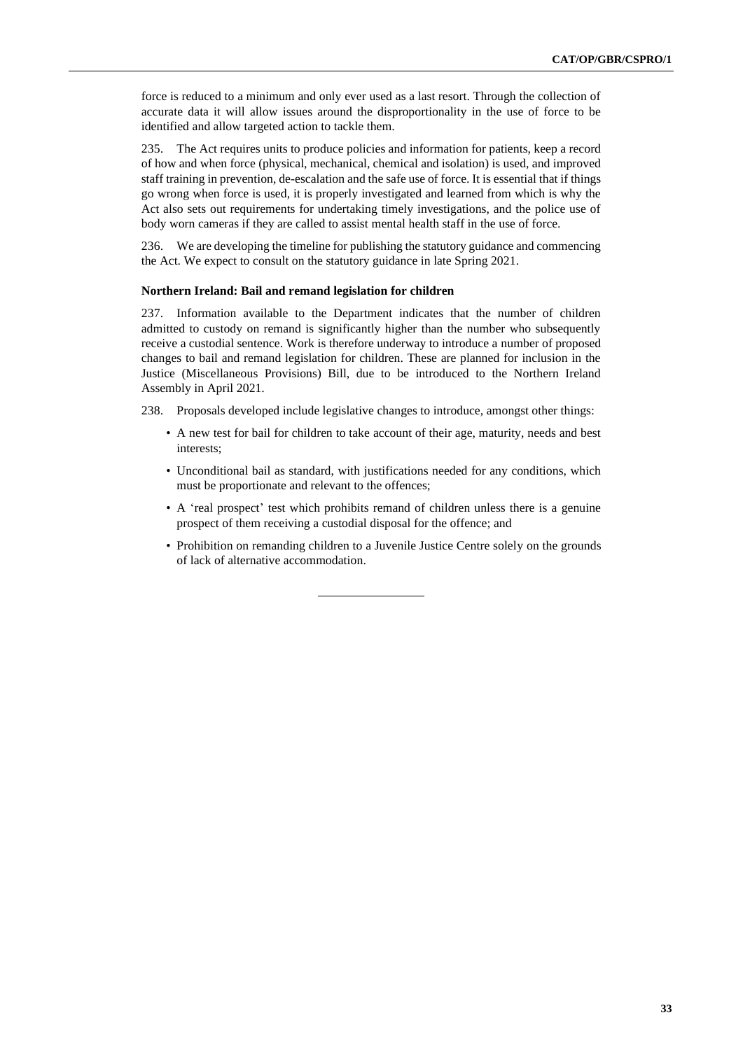force is reduced to a minimum and only ever used as a last resort. Through the collection of accurate data it will allow issues around the disproportionality in the use of force to be identified and allow targeted action to tackle them.

235. The Act requires units to produce policies and information for patients, keep a record of how and when force (physical, mechanical, chemical and isolation) is used, and improved staff training in prevention, de-escalation and the safe use of force. It is essential that if things go wrong when force is used, it is properly investigated and learned from which is why the Act also sets out requirements for undertaking timely investigations, and the police use of body worn cameras if they are called to assist mental health staff in the use of force.

236. We are developing the timeline for publishing the statutory guidance and commencing the Act. We expect to consult on the statutory guidance in late Spring 2021.

**Northern Ireland: Bail and remand legislation for children**

237. Information available to the Department indicates that the number of children admitted to custody on remand is significantly higher than the number who subsequently receive a custodial sentence. Work is therefore underway to introduce a number of proposed changes to bail and remand legislation for children. These are planned for inclusion in the Justice (Miscellaneous Provisions) Bill, due to be introduced to the Northern Ireland Assembly in April 2021.

238. Proposals developed include legislative changes to introduce, amongst other things:

- A new test for bail for children to take account of their age, maturity, needs and best interests;
- Unconditional bail as standard, with justifications needed for any conditions, which must be proportionate and relevant to the offences;
- A 'real prospect' test which prohibits remand of children unless there is a genuine prospect of them receiving a custodial disposal for the offence; and
- Prohibition on remanding children to a Juvenile Justice Centre solely on the grounds of lack of alternative accommodation.